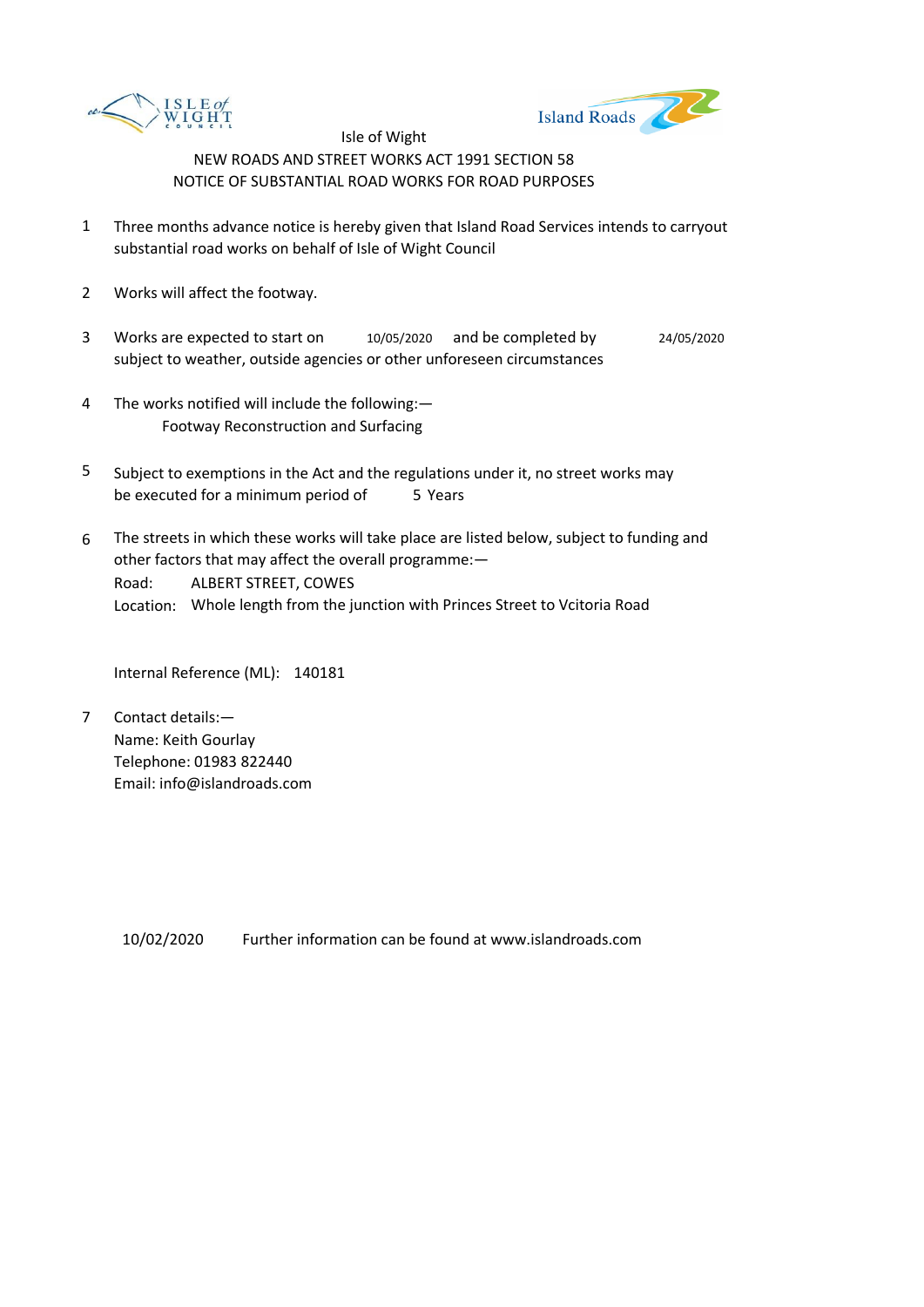Isle of Wight

NEW ROADS AND STREET WORKS ACT 1991 SECTION 58

NOTICE OF SUBSTANTIAL ROAD WORKS FOR ROAD PURPOSES

1. Three months advance notice is hereby given that Island Road Services intends to carryout substantial road works on behalf of Isle of Wight Council

2. Works will affect the footway.

3. Works are expected to start on 10/05/2020 and be completed by 24/05/2020 subject to weather, outside agencies or other unforeseen circumstances

4. The works notified will include the following:—
   Footway Reconstruction and Surfacing

5. Subject to exemptions in the Act and the regulations under it, no street works may be executed for a minimum period of 5 Years

6. The streets in which these works will take place are listed below, subject to funding and other factors that may affect the overall programme:—
   Road: ALBERT STREET, COWES
   Location: Whole length from the junction with Princes Street to Vcitoria Road

   Internal Reference (ML): 140181

7. Contact details:—
   Name: Keith Gourlay
   Telephone: 01983 822440
   Email: info@islandroads.com

10/02/2020 Further information can be found at www.islandroads.com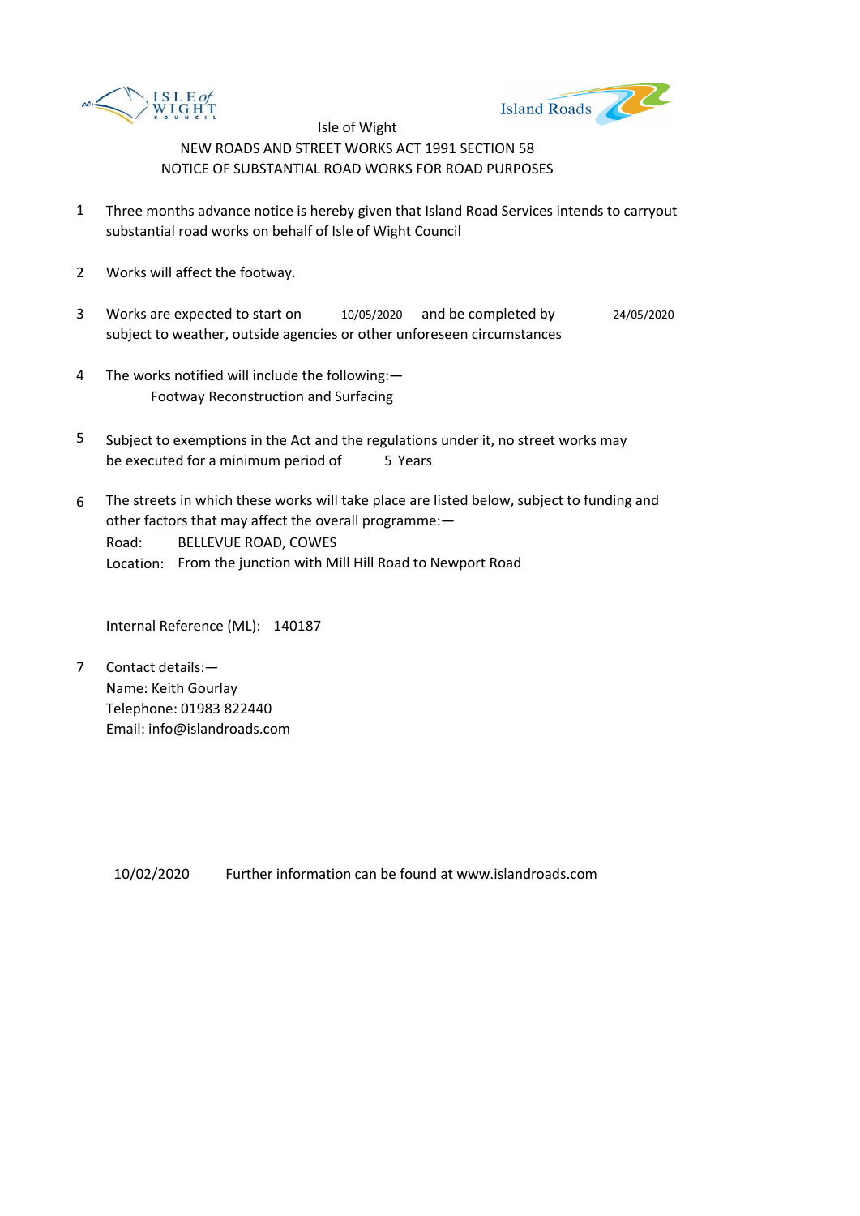Isle of Wight

NEW ROADS AND STREET WORKS ACT 1991 SECTION 58

NOTICE OF SUBSTANTIAL ROAD WORKS FOR ROAD PURPOSES

1. Three months advance notice is hereby given that Island Road Services intends to carryout substantial road works on behalf of Isle of Wight Council

2. Works will affect the footway.

3. Works are expected to start on 10/05/2020 and be completed by 24/05/2020 subject to weather, outside agencies or other unforeseen circumstances

4. The works notified will include the following:—
   Footway Reconstruction and Surfacing

5. Subject to exemptions in the Act and the regulations under it, no street works may be executed for a minimum period of 5 Years

6. The streets in which these works will take place are listed below, subject to funding and other factors that may affect the overall programme:—
   Road: BELLEVUE ROAD, COWES
   Location: From the junction with Mill Hill Road to Newport Road

   Internal Reference (ML): 140187

7. Contact details:—
   Name: Keith Gourlay
   Telephone: 01983 822440
   Email: info@islandroads.com

10/02/2020 Further information can be found at www.islandroads.com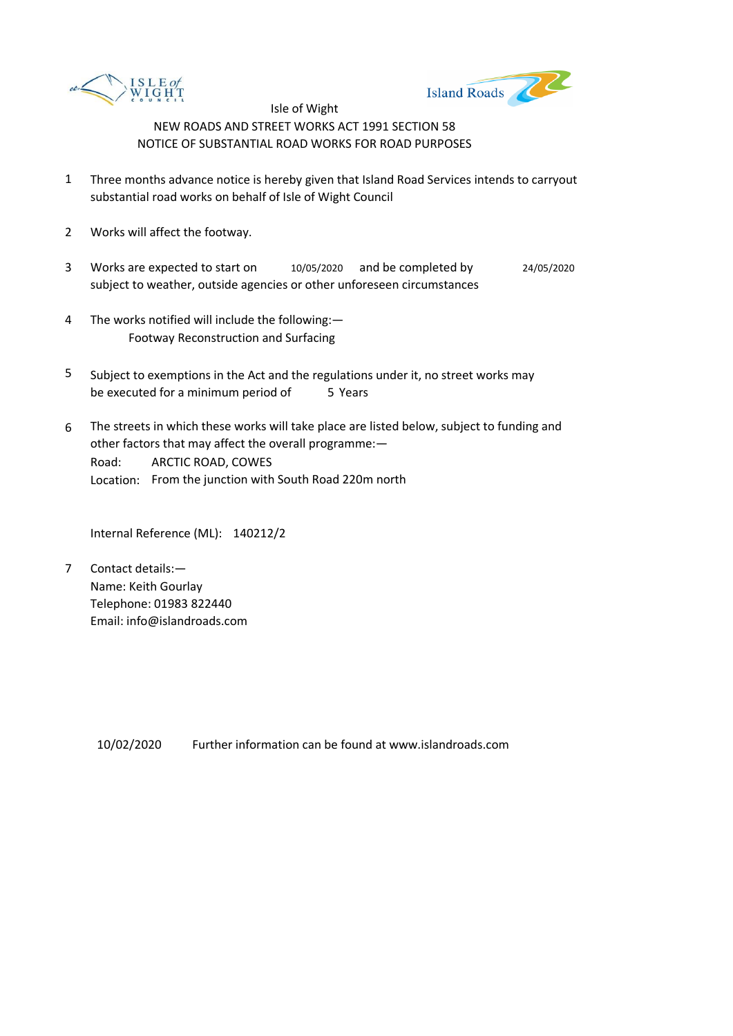Isle of Wight

NEW ROADS AND STREET WORKS ACT 1991 SECTION 58

NOTICE OF SUBSTANTIAL ROAD WORKS FOR ROAD PURPOSES

1. Three months advance notice is hereby given that Island Road Services intends to carryout substantial road works on behalf of Isle of Wight Council

2. Works will affect the footway.

3. Works are expected to start on 10/05/2020 and be completed by 24/05/2020 subject to weather, outside agencies or other unforeseen circumstances

4. The works notified will include the following:—
   Footway Reconstruction and Surfacing

5. Subject to exemptions in the Act and the regulations under it, no street works may be executed for a minimum period of 5 Years

6. The streets in which these works will take place are listed below, subject to funding and other factors that may affect the overall programme:—
   Road: ARCTIC ROAD, COWES
   Location: From the junction with South Road 220m north

   Internal Reference (ML): 140212/2

7. Contact details:—
   Name: Keith Gourlay
   Telephone: 01983 822440
   Email: info@islandroads.com

10/02/2020 Further information can be found at www.islandroads.com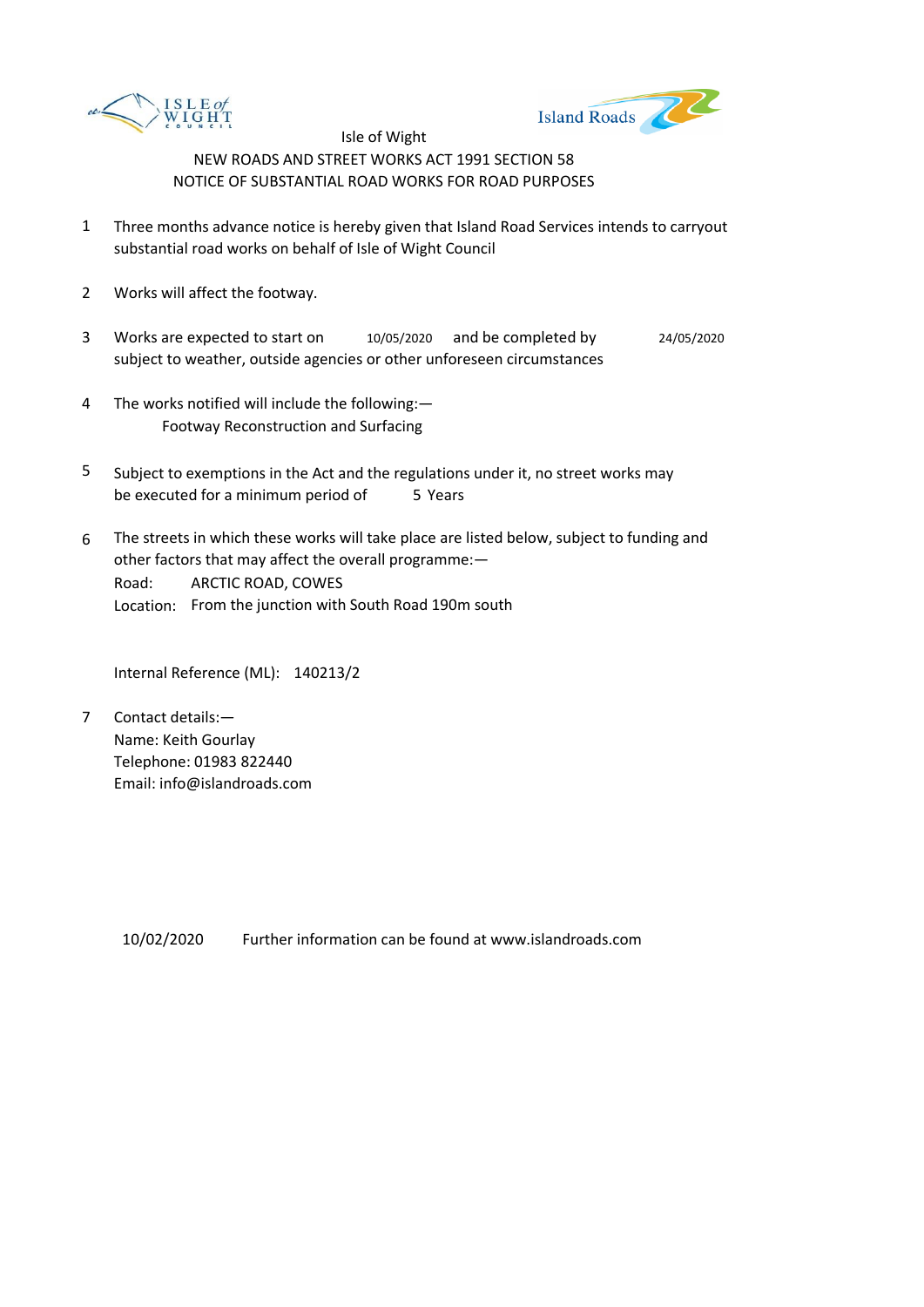Isle of Wight

NEW ROADS AND STREET WORKS ACT 1991 SECTION 58

NOTICE OF SUBSTANTIAL ROAD WORKS FOR ROAD PURPOSES

1. Three months advance notice is hereby given that Island Road Services intends to carryout substantial road works on behalf of Isle of Wight Council

2. Works will affect the footway.

3. Works are expected to start on 10/05/2020 and be completed by 24/05/2020 subject to weather, outside agencies or other unforeseen circumstances

4. The works notified will include the following:—
   Footway Reconstruction and Surfacing

5. Subject to exemptions in the Act and the regulations under it, no street works may be executed for a minimum period of 5 Years

6. The streets in which these works will take place are listed below, subject to funding and other factors that may affect the overall programme:—
   Road: ARCTIC ROAD, COWES
   Location: From the junction with South Road 190m south

   Internal Reference (ML): 140213/2

7. Contact details:—
   Name: Keith Gourlay
   Telephone: 01983 822440
   Email: info@islandroads.com

10/02/2020 Further information can be found at www.islandroads.com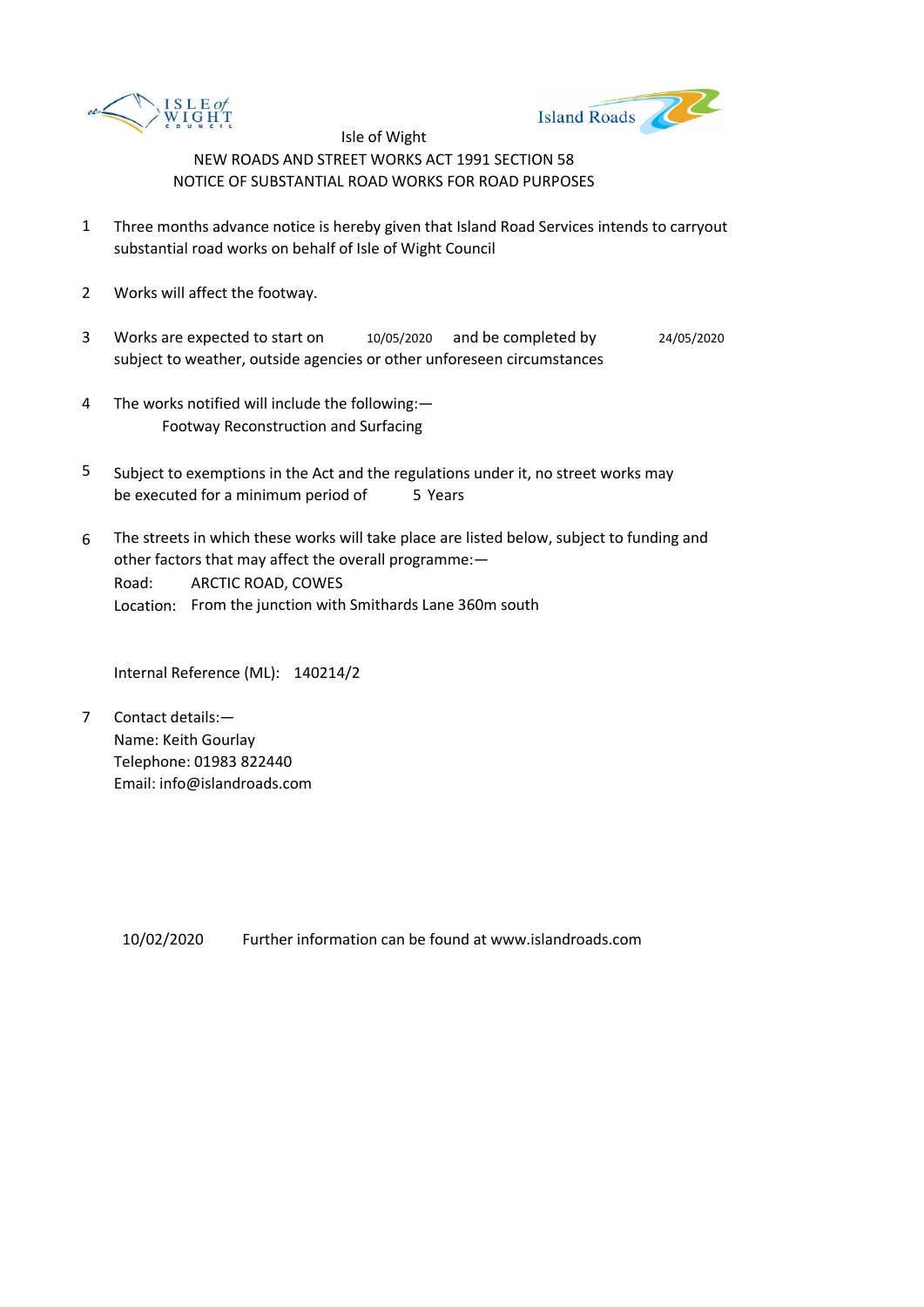Isle of Wight

NEW ROADS AND STREET WORKS ACT 1991 SECTION 58

NOTICE OF SUBSTANTIAL ROAD WORKS FOR ROAD PURPOSES

1. Three months advance notice is hereby given that Island Road Services intends to carryout substantial road works on behalf of Isle of Wight Council

2. Works will affect the footway.

3. Works are expected to start on 10/05/2020 and be completed by 24/05/2020 subject to weather, outside agencies or other unforeseen circumstances

4. The works notified will include the following:—
   Footway Reconstruction and Surfacing

5. Subject to exemptions in the Act and the regulations under it, no street works may be executed for a minimum period of 5 Years

6. The streets in which these works will take place are listed below, subject to funding and other factors that may affect the overall programme:—
   Road: ARCTIC ROAD, COWES
   Location: From the junction with Smithards Lane 360m south

   Internal Reference (ML): 140214/2

7. Contact details:—
   Name: Keith Gourlay
   Telephone: 01983 822440
   Email: info@islandroads.com

10/02/2020 Further information can be found at www.islandroads.com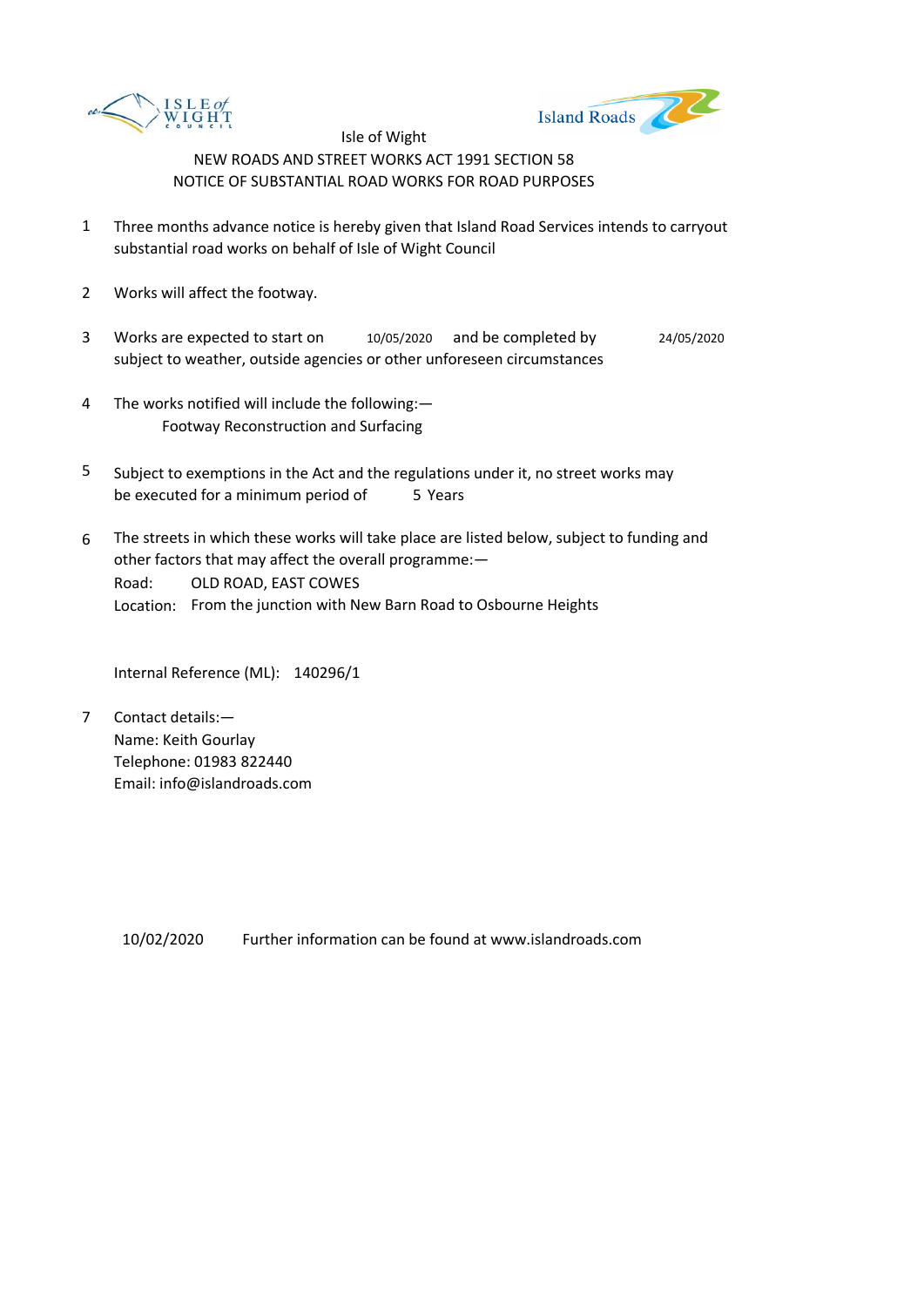Isle of Wight

NEW ROADS AND STREET WORKS ACT 1991 SECTION 58

NOTICE OF SUBSTANTIAL ROAD WORKS FOR ROAD PURPOSES

1. Three months advance notice is hereby given that Island Road Services intends to carryout substantial road works on behalf of Isle of Wight Council

2. Works will affect the footway.

3. Works are expected to start on 10/05/2020 and be completed by 24/05/2020 subject to weather, outside agencies or other unforeseen circumstances

4. The works notified will include the following:—
   Footway Reconstruction and Surfacing

5. Subject to exemptions in the Act and the regulations under it, no street works may be executed for a minimum period of 5 Years

6. The streets in which these works will take place are listed below, subject to funding and other factors that may affect the overall programme:—
   Road: OLD ROAD, EAST COWES
   Location: From the junction with New Barn Road to Osbourne Heights

   Internal Reference (ML): 140296/1

7. Contact details:—
   Name: Keith Gourlay
   Telephone: 01983 822440
   Email: info@islandroads.com

10/02/2020 Further information can be found at www.islandroads.com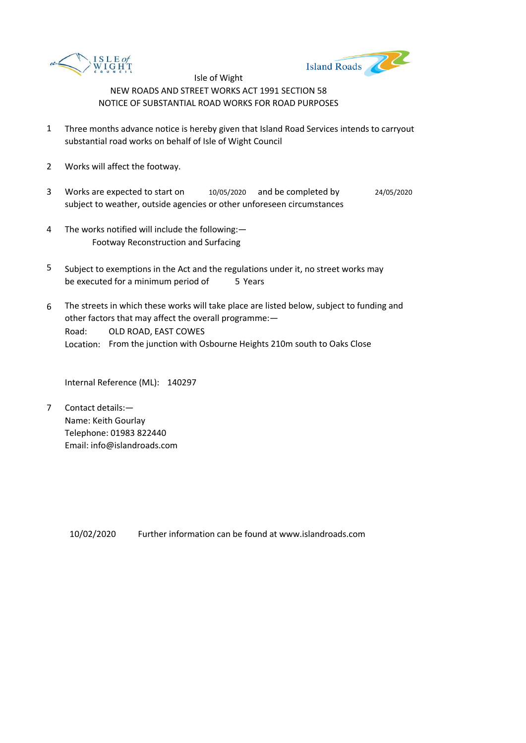Isle of Wight

NEW ROADS AND STREET WORKS ACT 1991 SECTION 58

NOTICE OF SUBSTANTIAL ROAD WORKS FOR ROAD PURPOSES

1. Three months advance notice is hereby given that Island Road Services intends to carryout substantial road works on behalf of Isle of Wight Council

2. Works will affect the footway.

3. Works are expected to start on 10/05/2020 and be completed by 24/05/2020 subject to weather, outside agencies or other unforeseen circumstances

4. The works notified will include the following:—
   Footway Reconstruction and Surfacing

5. Subject to exemptions in the Act and the regulations under it, no street works may be executed for a minimum period of 5 Years

6. The streets in which these works will take place are listed below, subject to funding and other factors that may affect the overall programme:—
   Road: OLD ROAD, EAST COWES
   Location: From the junction with Osbourne Heights 210m south to Oaks Close

   Internal Reference (ML): 140297

7. Contact details:—
   Name: Keith Gourlay
   Telephone: 01983 822440
   Email: info@islandroads.com

10/02/2020 Further information can be found at www.islandroads.com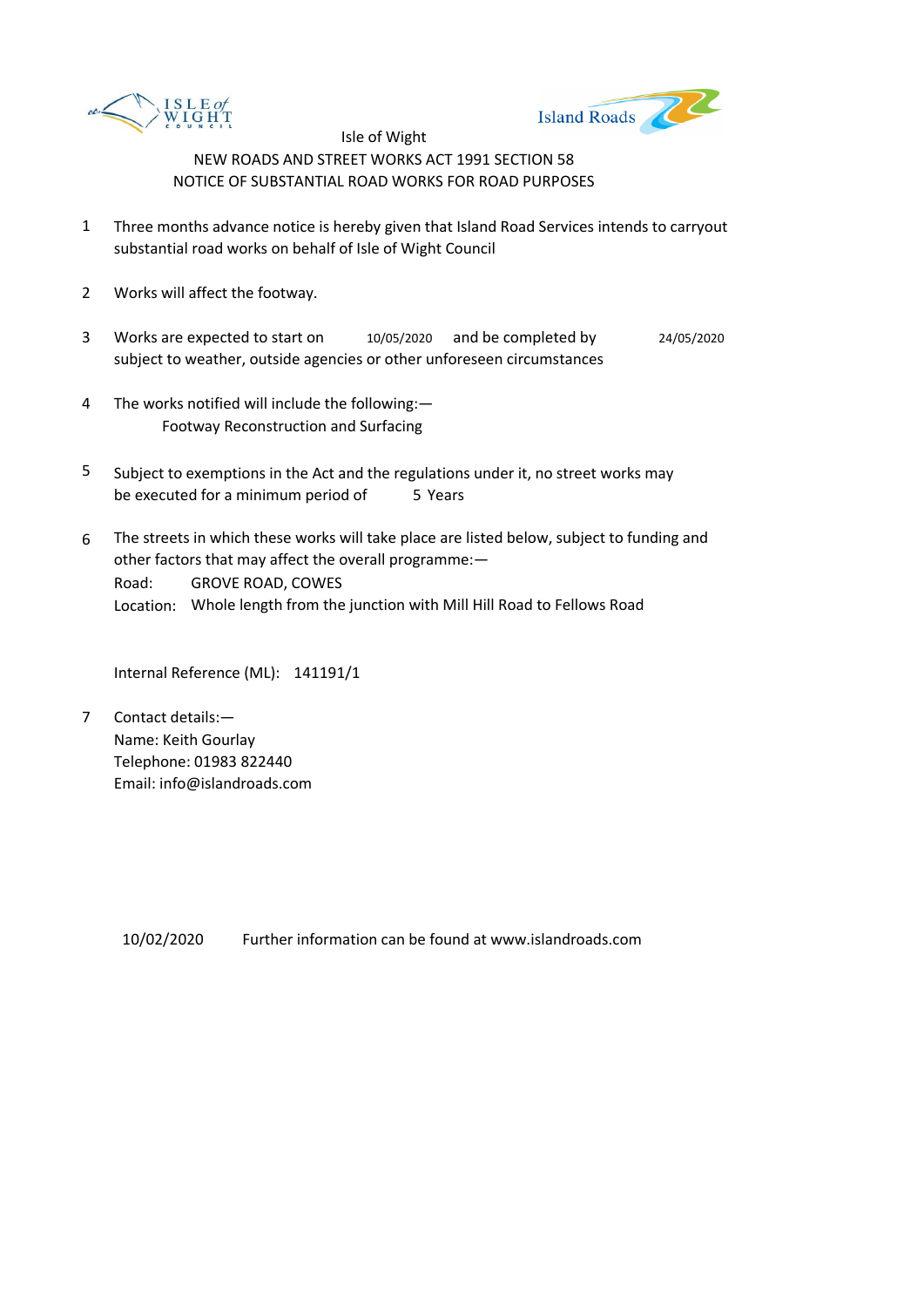Isle of Wight

NEW ROADS AND STREET WORKS ACT 1991 SECTION 58

NOTICE OF SUBSTANTIAL ROAD WORKS FOR ROAD PURPOSES

1. Three months advance notice is hereby given that Island Road Services intends to carryout substantial road works on behalf of Isle of Wight Council

2. Works will affect the footway.

3. Works are expected to start on 10/05/2020 and be completed by 24/05/2020 subject to weather, outside agencies or other unforeseen circumstances

4. The works notified will include the following:—
   Footway Reconstruction and Surfacing

5. Subject to exemptions in the Act and the regulations under it, no street works may be executed for a minimum period of 5 Years

6. The streets in which these works will take place are listed below, subject to funding and other factors that may affect the overall programme:—
   Road: GROVE ROAD, COWES
   Location: Whole length from the junction with Mill Hill Road to Fellows Road

   Internal Reference (ML): 141191/1

7. Contact details:—
   Name: Keith Gourlay
   Telephone: 01983 822440
   Email: info@islandroads.com

10/02/2020 Further information can be found at www.islandroads.com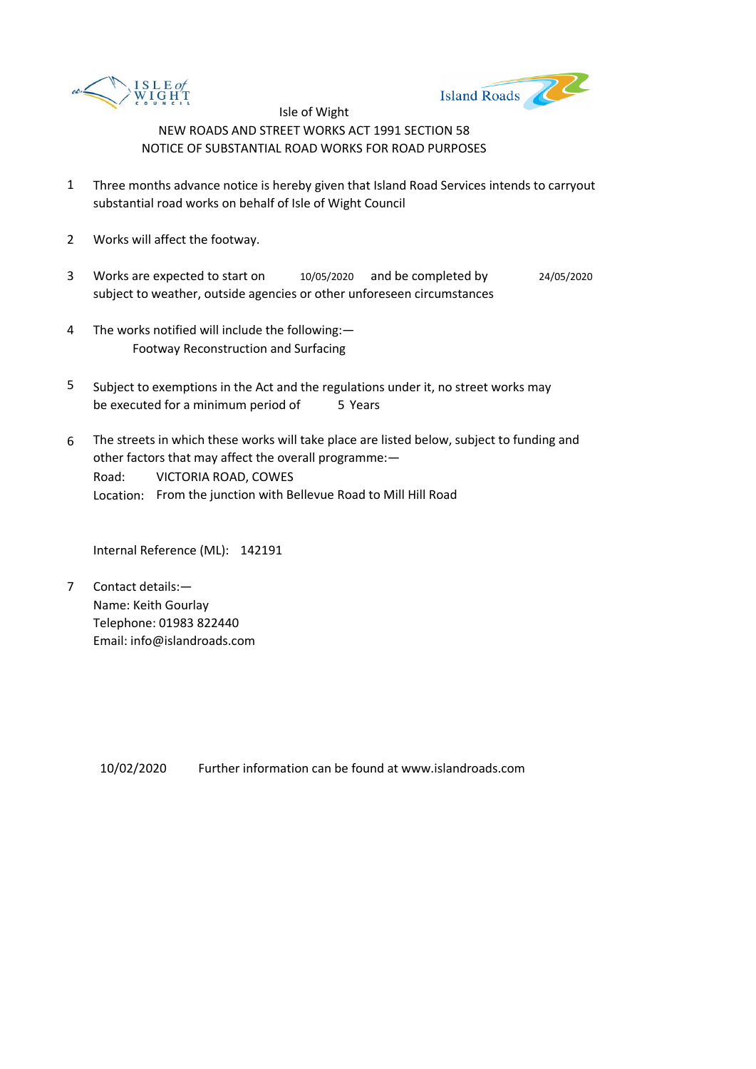Isle of Wight

NEW ROADS AND STREET WORKS ACT 1991 SECTION 58

NOTICE OF SUBSTANTIAL ROAD WORKS FOR ROAD PURPOSES

1. Three months advance notice is hereby given that Island Road Services intends to carryout substantial road works on behalf of Isle of Wight Council

2. Works will affect the footway.

3. Works are expected to start on 10/05/2020 and be completed by 24/05/2020 subject to weather, outside agencies or other unforeseen circumstances

4. The works notified will include the following:—
   Footway Reconstruction and Surfacing

5. Subject to exemptions in the Act and the regulations under it, no street works may be executed for a minimum period of 5 Years

6. The streets in which these works will take place are listed below, subject to funding and other factors that may affect the overall programme:—
   Road: VICTORIA ROAD, COWES
   Location: From the junction with Bellevue Road to Mill Hill Road

   Internal Reference (ML): 142191

7. Contact details:—
   Name: Keith Gourlay
   Telephone: 01983 822440
   Email: info@islandroads.com

10/02/2020 Further information can be found at www.islandroads.com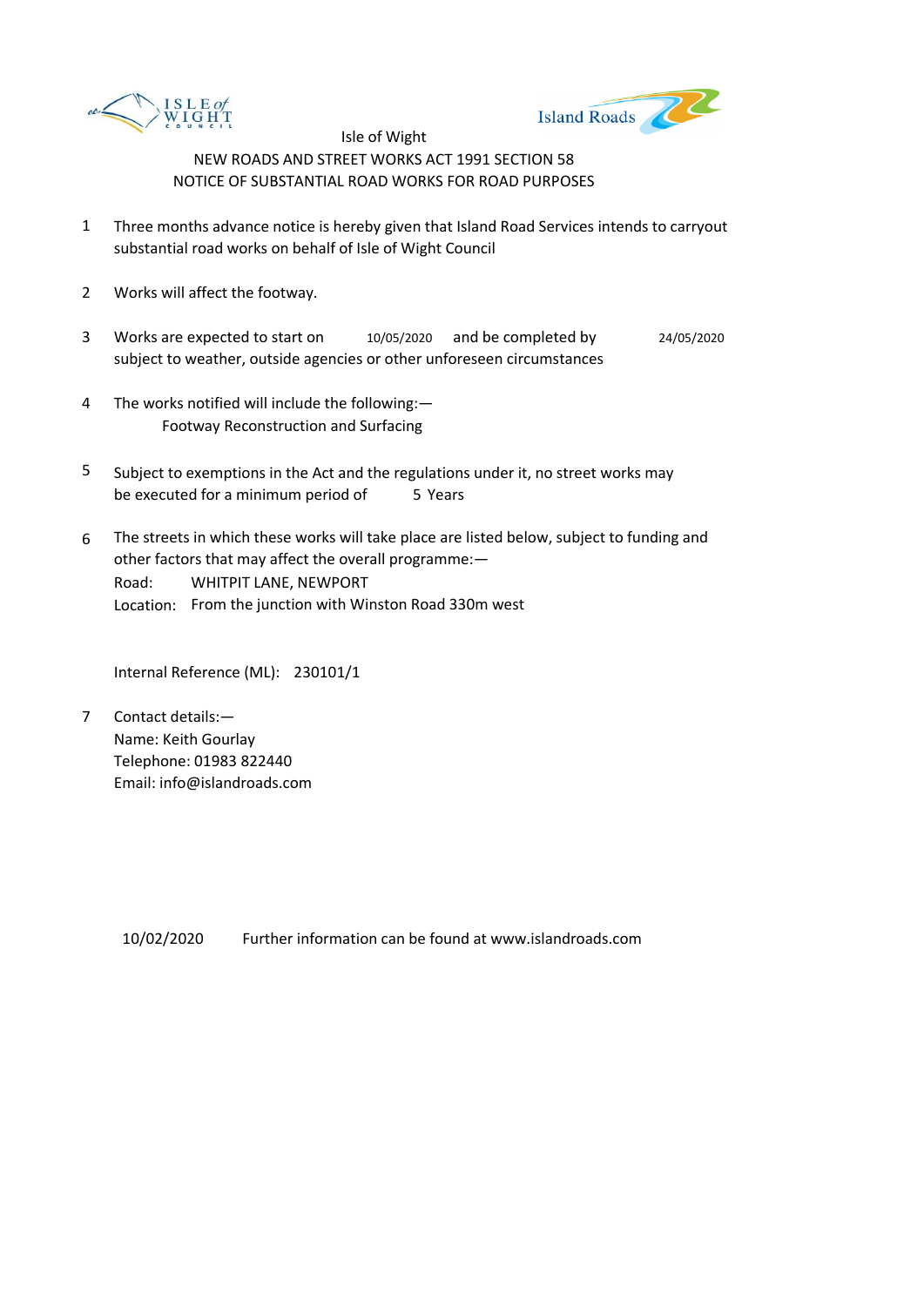ISLE of WIGHT COUNCIL

Island Roads

Isle of Wight

NEW ROADS AND STREET WORKS ACT 1991 SECTION 58

NOTICE OF SUBSTANTIAL ROAD WORKS FOR ROAD PURPOSES

1. Three months advance notice is hereby given that Island Road Services intends to carryout substantial road works on behalf of Isle of Wight Council

2. Works will affect the footway.

3. Works are expected to start on 10/05/2020 and be completed by 24/05/2020 subject to weather, outside agencies or other unforeseen circumstances

4. The works notified will include the following:—
   Footway Reconstruction and Surfacing

5. Subject to exemptions in the Act and the regulations under it, no street works may be executed for a minimum period of 5 Years

6. The streets in which these works will take place are listed below, subject to funding and other factors that may affect the overall programme:—
   Road: WHITPIT LANE, NEWPORT
   Location: From the junction with Winston Road 330m west

   Internal Reference (ML): 230101/1

7. Contact details:—
   Name: Keith Gourlay
   Telephone: 01983 822440
   Email: info@islandroads.com

10/02/2020 Further information can be found at www.islandroads.com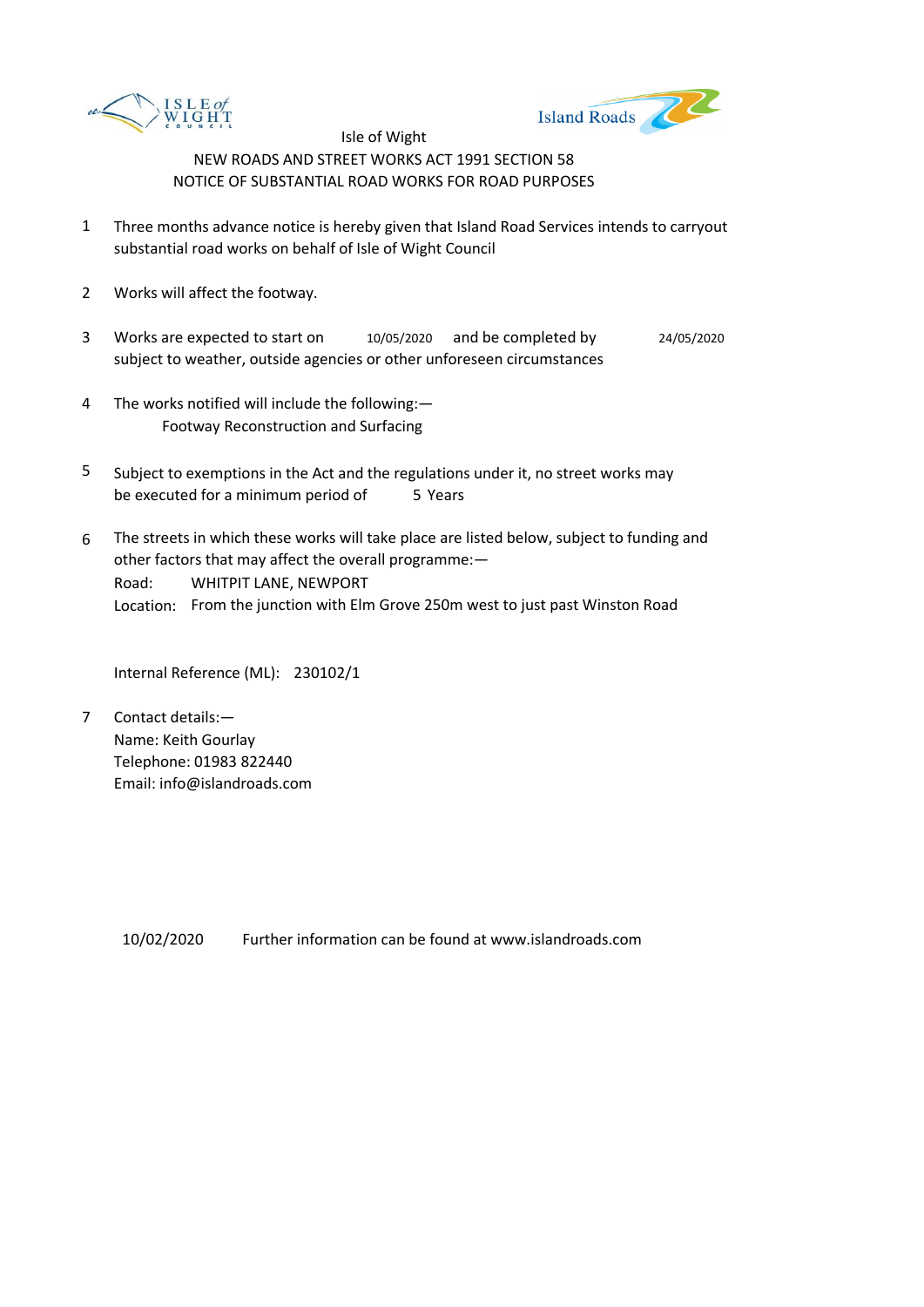Isle of Wight

NEW ROADS AND STREET WORKS ACT 1991 SECTION 58

NOTICE OF SUBSTANTIAL ROAD WORKS FOR ROAD PURPOSES

1. Three months advance notice is hereby given that Island Road Services intends to carryout substantial road works on behalf of Isle of Wight Council

2. Works will affect the footway.

3. Works are expected to start on 10/05/2020 and be completed by 24/05/2020 subject to weather, outside agencies or other unforeseen circumstances

4. The works notified will include the following:—
   Footway Reconstruction and Surfacing

5. Subject to exemptions in the Act and the regulations under it, no street works may be executed for a minimum period of 5 Years

6. The streets in which these works will take place are listed below, subject to funding and other factors that may affect the overall programme:—
   Road: WHITPIT LANE, NEWPORT
   Location: From the junction with Elm Grove 250m west to just past Winston Road

   Internal Reference (ML): 230102/1

7. Contact details:—
   Name: Keith Gourlay
   Telephone: 01983 822440
   Email: info@islandroads.com

10/02/2020 Further information can be found at www.islandroads.com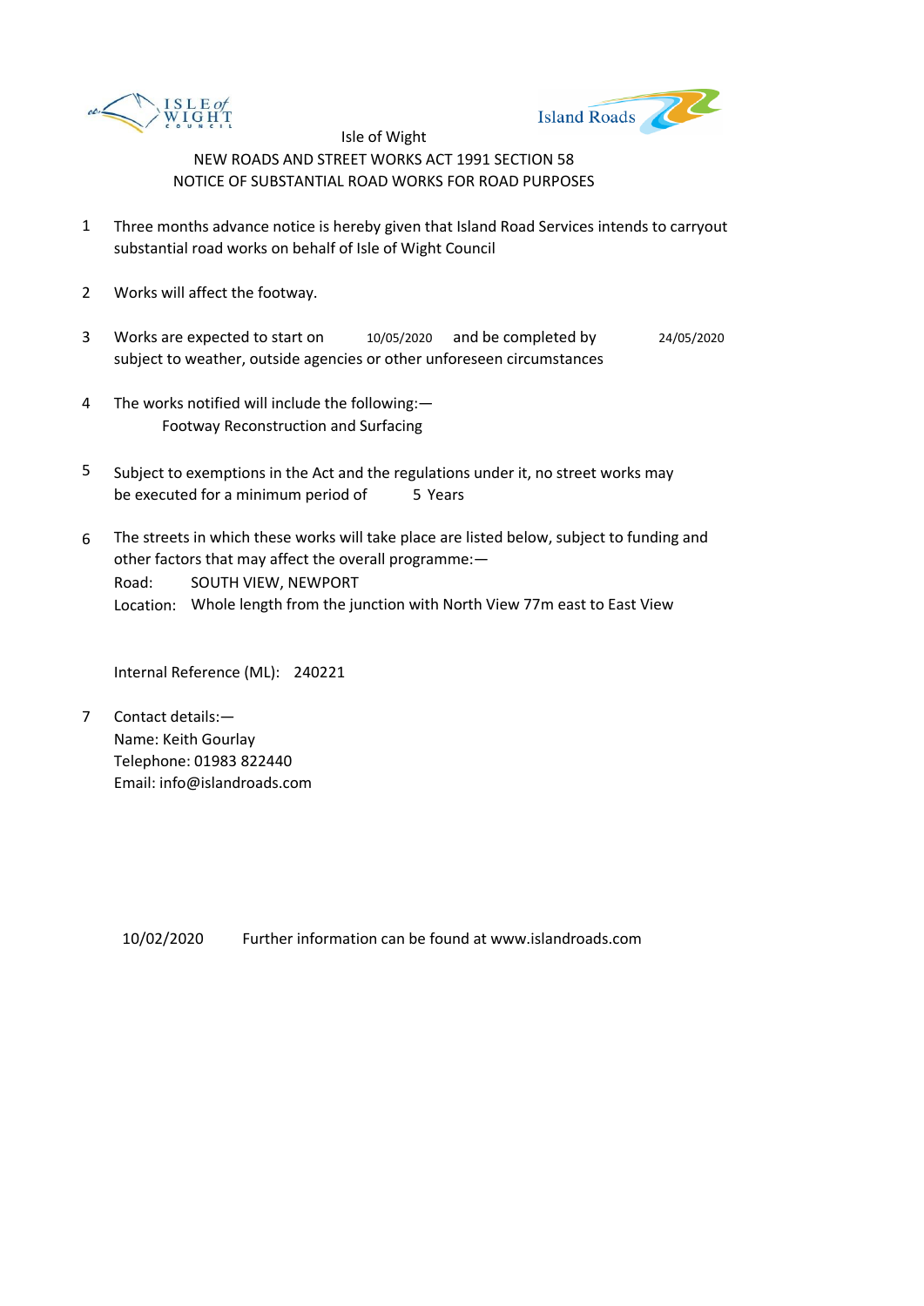Isle of Wight

NEW ROADS AND STREET WORKS ACT 1991 SECTION 58

NOTICE OF SUBSTANTIAL ROAD WORKS FOR ROAD PURPOSES

1. Three months advance notice is hereby given that Island Road Services intends to carryout substantial road works on behalf of Isle of Wight Council

2. Works will affect the footway.

3. Works are expected to start on 10/05/2020 and be completed by 24/05/2020 subject to weather, outside agencies or other unforeseen circumstances

4. The works notified will include the following:—
   Footway Reconstruction and Surfacing

5. Subject to exemptions in the Act and the regulations under it, no street works may be executed for a minimum period of 5 Years

6. The streets in which these works will take place are listed below, subject to funding and other factors that may affect the overall programme:—
   Road: SOUTH VIEW, NEWPORT
   Location: Whole length from the junction with North View 77m east to East View

   Internal Reference (ML): 240221

7. Contact details:—
   Name: Keith Gourlay
   Telephone: 01983 822440
   Email: info@islandroads.com

10/02/2020 Further information can be found at www.islandroads.com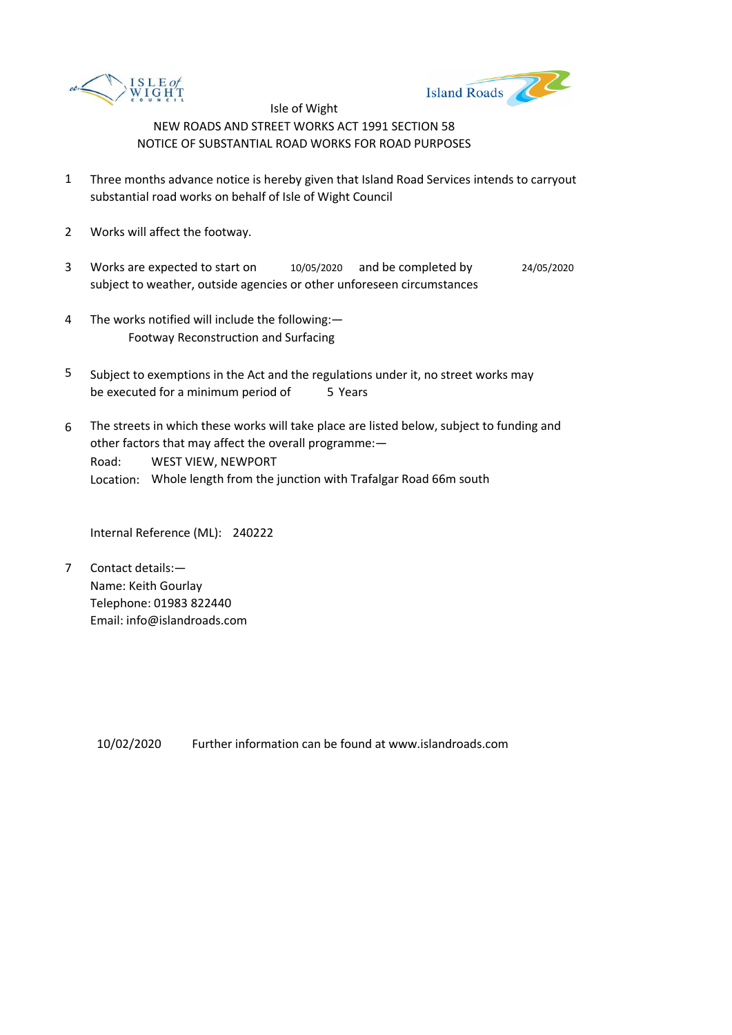Isle of Wight

NEW ROADS AND STREET WORKS ACT 1991 SECTION 58

NOTICE OF SUBSTANTIAL ROAD WORKS FOR ROAD PURPOSES

1. Three months advance notice is hereby given that Island Road Services intends to carryout substantial road works on behalf of Isle of Wight Council

2. Works will affect the footway.

3. Works are expected to start on 10/05/2020 and be completed by 24/05/2020 subject to weather, outside agencies or other unforeseen circumstances

4. The works notified will include the following:—
   Footway Reconstruction and Surfacing

5. Subject to exemptions in the Act and the regulations under it, no street works may be executed for a minimum period of 5 Years

6. The streets in which these works will take place are listed below, subject to funding and other factors that may affect the overall programme:—
   Road: WEST VIEW, NEWPORT
   Location: Whole length from the junction with Trafalgar Road 66m south

   Internal Reference (ML): 240222

7. Contact details:—
   Name: Keith Gourlay
   Telephone: 01983 822440
   Email: info@islandroads.com

10/02/2020 Further information can be found at www.islandroads.com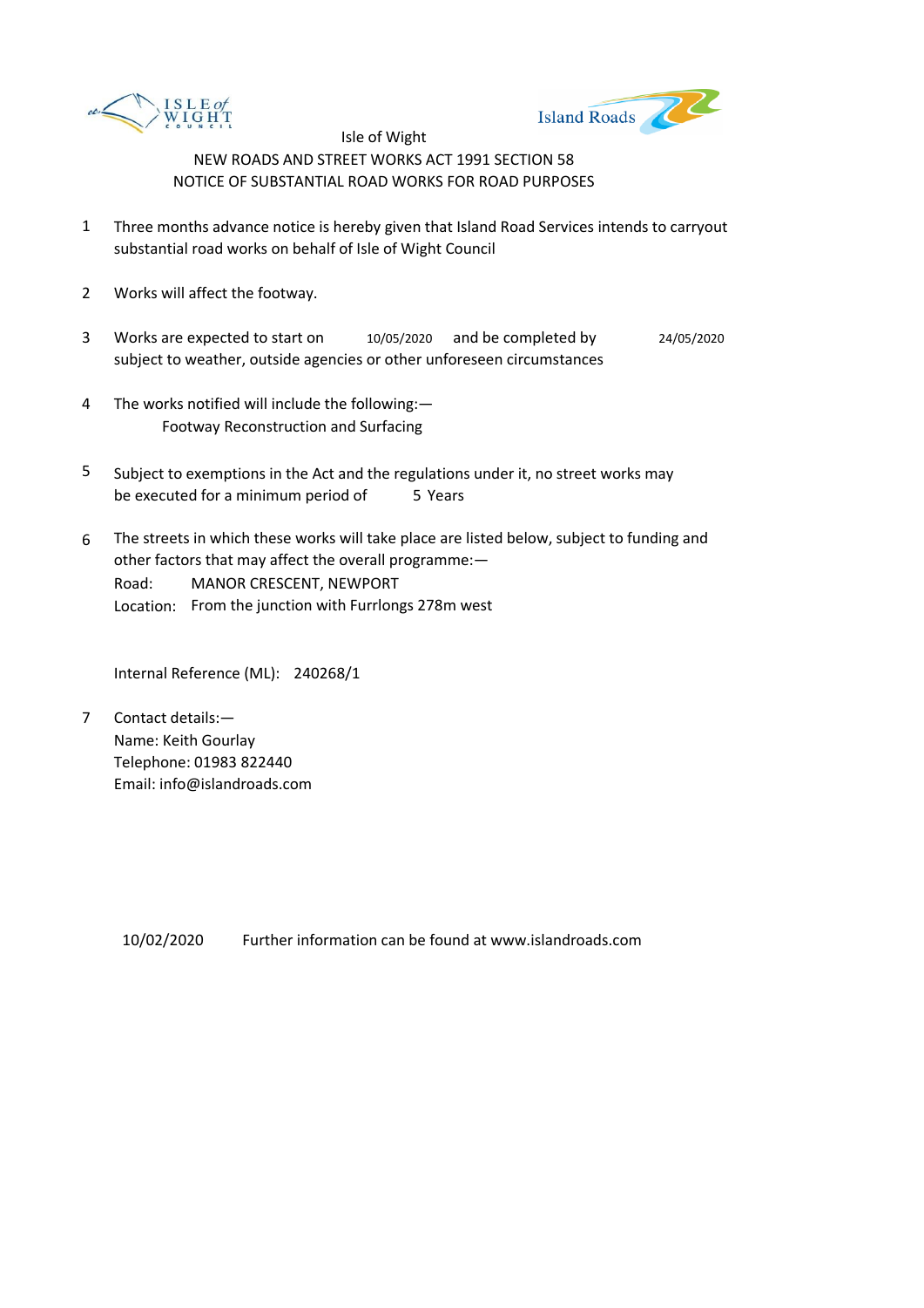Isle of Wight

NEW ROADS AND STREET WORKS ACT 1991 SECTION 58

NOTICE OF SUBSTANTIAL ROAD WORKS FOR ROAD PURPOSES

1. Three months advance notice is hereby given that Island Road Services intends to carryout substantial road works on behalf of Isle of Wight Council

2. Works will affect the footway.

3. Works are expected to start on 10/05/2020 and be completed by 24/05/2020 subject to weather, outside agencies or other unforeseen circumstances

4. The works notified will include the following:—
   Footway Reconstruction and Surfacing

5. Subject to exemptions in the Act and the regulations under it, no street works may be executed for a minimum period of 5 Years

6. The streets in which these works will take place are listed below, subject to funding and other factors that may affect the overall programme:—
   Road: MANOR CRESCENT, NEWPORT
   Location: From the junction with Furrlongs 278m west

   Internal Reference (ML): 240268/1

7. Contact details:—
   Name: Keith Gourlay
   Telephone: 01983 822440
   Email: info@islandroads.com

10/02/2020 Further information can be found at www.islandroads.com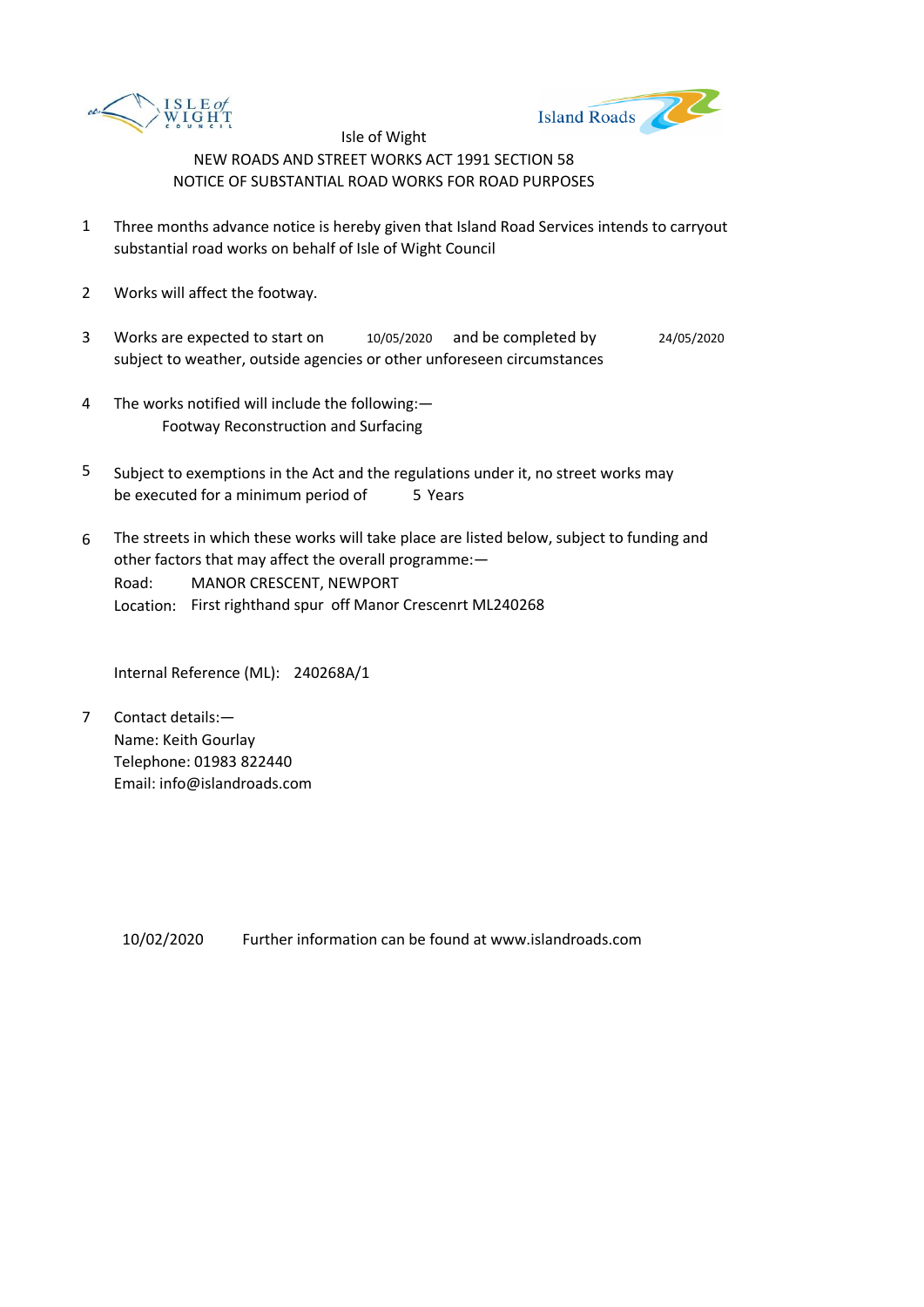Isle of Wight

NEW ROADS AND STREET WORKS ACT 1991 SECTION 58

NOTICE OF SUBSTANTIAL ROAD WORKS FOR ROAD PURPOSES

1. Three months advance notice is hereby given that Island Road Services intends to carryout substantial road works on behalf of Isle of Wight Council

2. Works will affect the footway.

3. Works are expected to start on 10/05/2020 and be completed by 24/05/2020 subject to weather, outside agencies or other unforeseen circumstances

4. The works notified will include the following:—
   Footway Reconstruction and Surfacing

5. Subject to exemptions in the Act and the regulations under it, no street works may be executed for a minimum period of 5 Years

6. The streets in which these works will take place are listed below, subject to funding and other factors that may affect the overall programme:—
   Road: MANOR CRESCENT, NEWPORT
   Location: First righthand spur off Manor Crescenrt ML240268

   Internal Reference (ML): 240268A/1

7. Contact details:—
   Name: Keith Gourlay
   Telephone: 01983 822440
   Email: info@islandroads.com

10/02/2020 Further information can be found at www.islandroads.com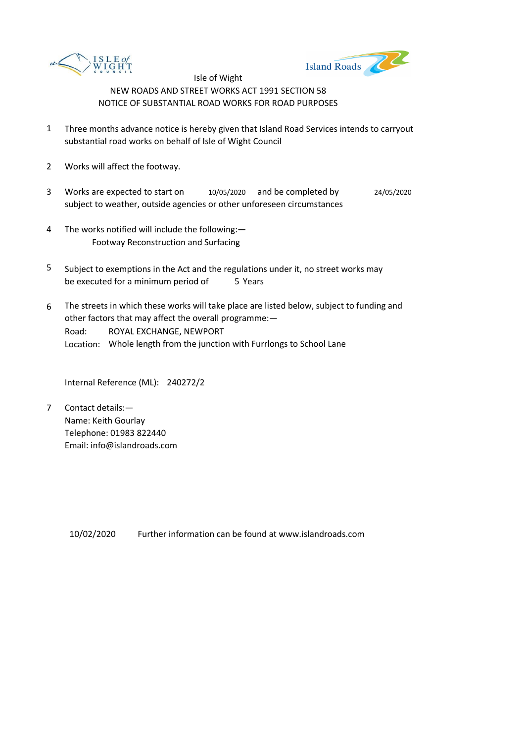Isle of Wight

NEW ROADS AND STREET WORKS ACT 1991 SECTION 58

NOTICE OF SUBSTANTIAL ROAD WORKS FOR ROAD PURPOSES

1. Three months advance notice is hereby given that Island Road Services intends to carryout substantial road works on behalf of Isle of Wight Council

2. Works will affect the footway.

3. Works are expected to start on 10/05/2020 and be completed by 24/05/2020 subject to weather, outside agencies or other unforeseen circumstances

4. The works notified will include the following:—
   Footway Reconstruction and Surfacing

5. Subject to exemptions in the Act and the regulations under it, no street works may be executed for a minimum period of 5 Years

6. The streets in which these works will take place are listed below, subject to funding and other factors that may affect the overall programme:—
   Road: ROYAL EXCHANGE, NEWPORT
   Location: Whole length from the junction with Furrlongs to School Lane

   Internal Reference (ML): 240272/2

7. Contact details:—
   Name: Keith Gourlay
   Telephone: 01983 822440
   Email: info@islandroads.com

10/02/2020 Further information can be found at www.islandroads.com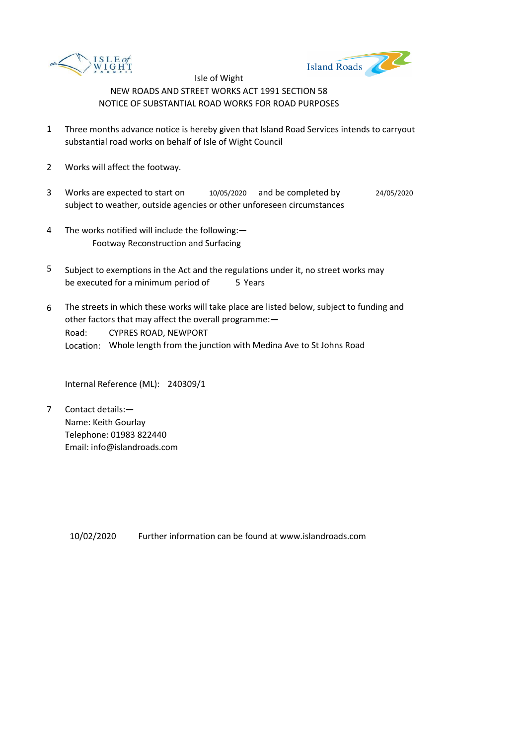Isle of Wight

NEW ROADS AND STREET WORKS ACT 1991 SECTION 58

NOTICE OF SUBSTANTIAL ROAD WORKS FOR ROAD PURPOSES

1. Three months advance notice is hereby given that Island Road Services intends to carryout substantial road works on behalf of Isle of Wight Council

2. Works will affect the footway.

3. Works are expected to start on 10/05/2020 and be completed by 24/05/2020 subject to weather, outside agencies or other unforeseen circumstances

4. The works notified will include the following:—
   Footway Reconstruction and Surfacing

5. Subject to exemptions in the Act and the regulations under it, no street works may be executed for a minimum period of 5 Years

6. The streets in which these works will take place are listed below, subject to funding and other factors that may affect the overall programme:—
   Road: CYPRES ROAD, NEWPORT
   Location: Whole length from the junction with Medina Ave to St Johns Road

   Internal Reference (ML): 240309/1

7. Contact details:—
   Name: Keith Gourlay
   Telephone: 01983 822440
   Email: info@islandroads.com

10/02/2020 Further information can be found at www.islandroads.com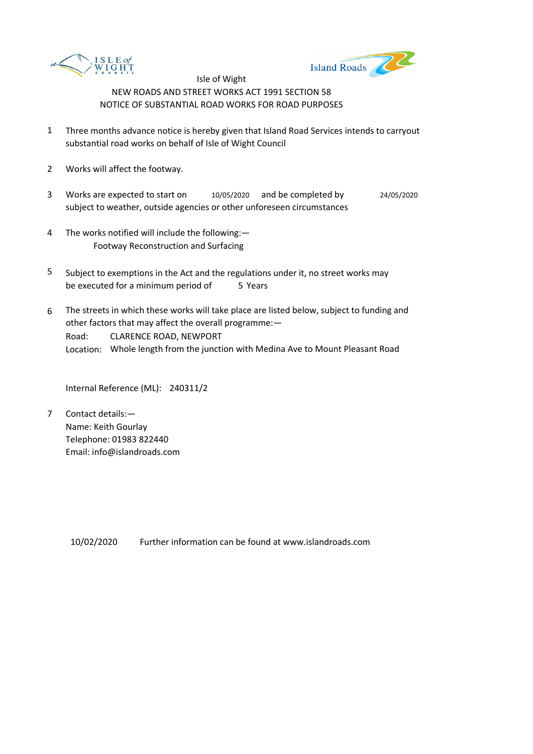Isle of Wight

NEW ROADS AND STREET WORKS ACT 1991 SECTION 58

NOTICE OF SUBSTANTIAL ROAD WORKS FOR ROAD PURPOSES

1. Three months advance notice is hereby given that Island Road Services intends to carryout substantial road works on behalf of Isle of Wight Council

2. Works will affect the footway.

3. Works are expected to start on 10/05/2020 and be completed by 24/05/2020 subject to weather, outside agencies or other unforeseen circumstances

4. The works notified will include the following:—
   Footway Reconstruction and Surfacing

5. Subject to exemptions in the Act and the regulations under it, no street works may be executed for a minimum period of 5 Years

6. The streets in which these works will take place are listed below, subject to funding and other factors that may affect the overall programme:—
   Road: CLARENCE ROAD, NEWPORT
   Location: Whole length from the junction with Medina Ave to Mount Pleasant Road

   Internal Reference (ML): 240311/2

7. Contact details:—
   Name: Keith Gourlay
   Telephone: 01983 822440
   Email: info@islandroads.com

10/02/2020 Further information can be found at www.islandroads.com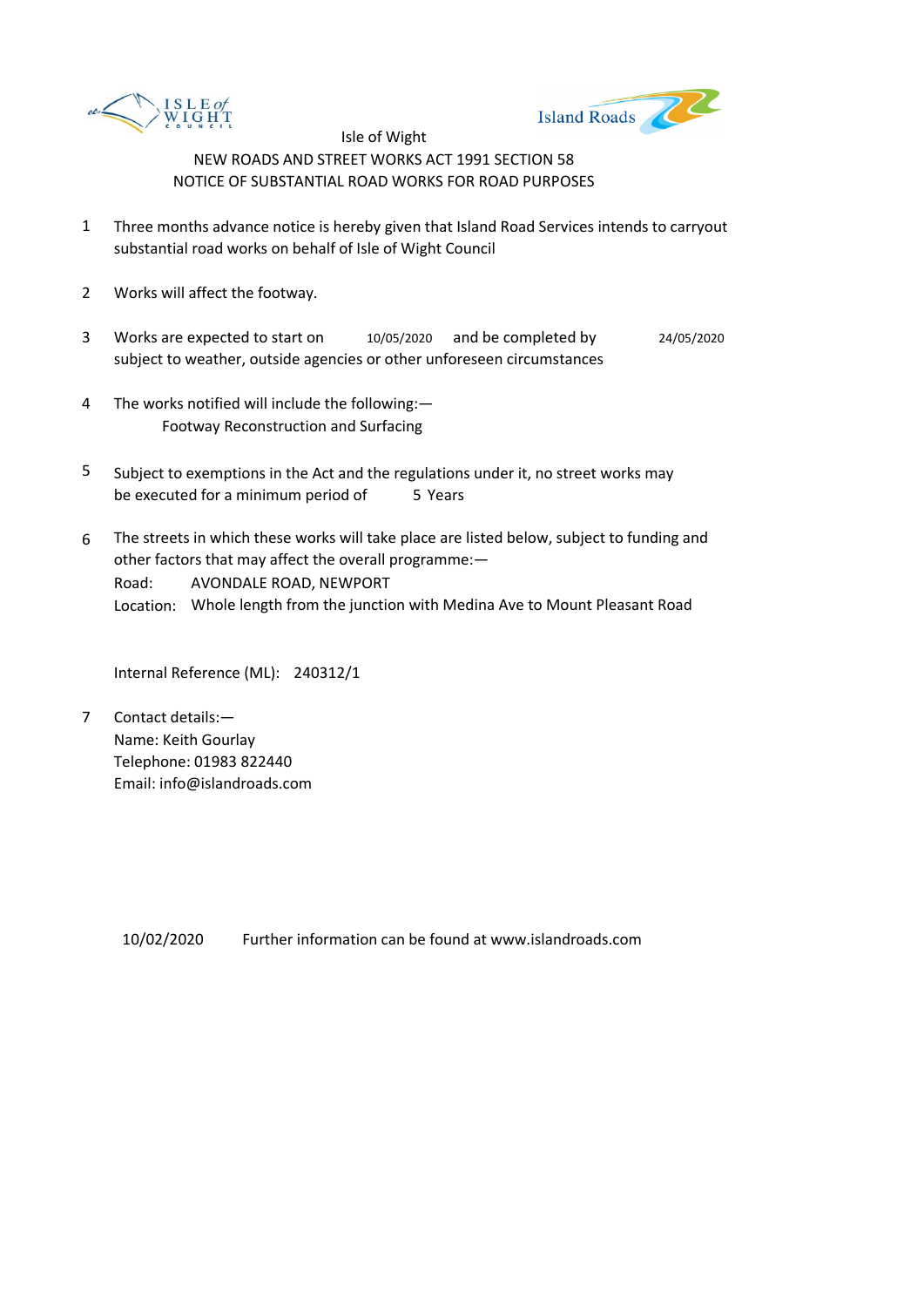Isle of Wight

NEW ROADS AND STREET WORKS ACT 1991 SECTION 58

NOTICE OF SUBSTANTIAL ROAD WORKS FOR ROAD PURPOSES

1. Three months advance notice is hereby given that Island Road Services intends to carryout substantial road works on behalf of Isle of Wight Council

2. Works will affect the footway.

3. Works are expected to start on 10/05/2020 and be completed by 24/05/2020 subject to weather, outside agencies or other unforeseen circumstances

4. The works notified will include the following:—
   Footway Reconstruction and Surfacing

5. Subject to exemptions in the Act and the regulations under it, no street works may be executed for a minimum period of 5 Years

6. The streets in which these works will take place are listed below, subject to funding and other factors that may affect the overall programme:—
   Road: AVONDALE ROAD, NEWPORT
   Location: Whole length from the junction with Medina Ave to Mount Pleasant Road

   Internal Reference (ML): 240312/1

7. Contact details:—
   Name: Keith Gourlay
   Telephone: 01983 822440
   Email: info@islandroads.com

10/02/2020 Further information can be found at www.islandroads.com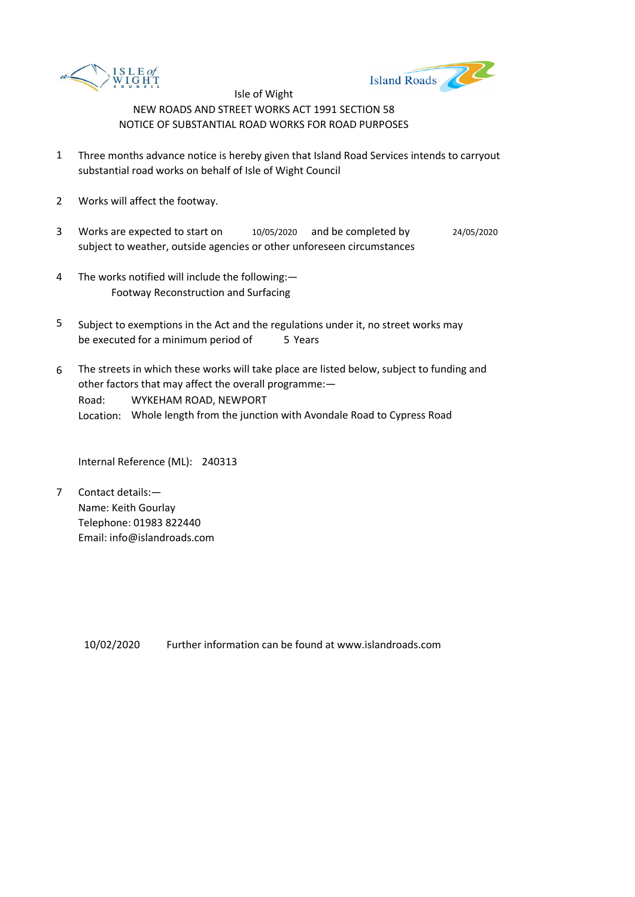Isle of Wight

NEW ROADS AND STREET WORKS ACT 1991 SECTION 58

NOTICE OF SUBSTANTIAL ROAD WORKS FOR ROAD PURPOSES

1. Three months advance notice is hereby given that Island Road Services intends to carryout substantial road works on behalf of Isle of Wight Council

2. Works will affect the footway.

3. Works are expected to start on 10/05/2020 and be completed by 24/05/2020 subject to weather, outside agencies or other unforeseen circumstances

4. The works notified will include the following:—
   Footway Reconstruction and Surfacing

5. Subject to exemptions in the Act and the regulations under it, no street works may be executed for a minimum period of 5 Years

6. The streets in which these works will take place are listed below, subject to funding and other factors that may affect the overall programme:—
   Road: WYKEHAM ROAD, NEWPORT
   Location: Whole length from the junction with Avondale Road to Cypress Road

   Internal Reference (ML): 240313

7. Contact details:—
   Name: Keith Gourlay
   Telephone: 01983 822440
   Email: info@islandroads.com

10/02/2020 Further information can be found at www.islandroads.com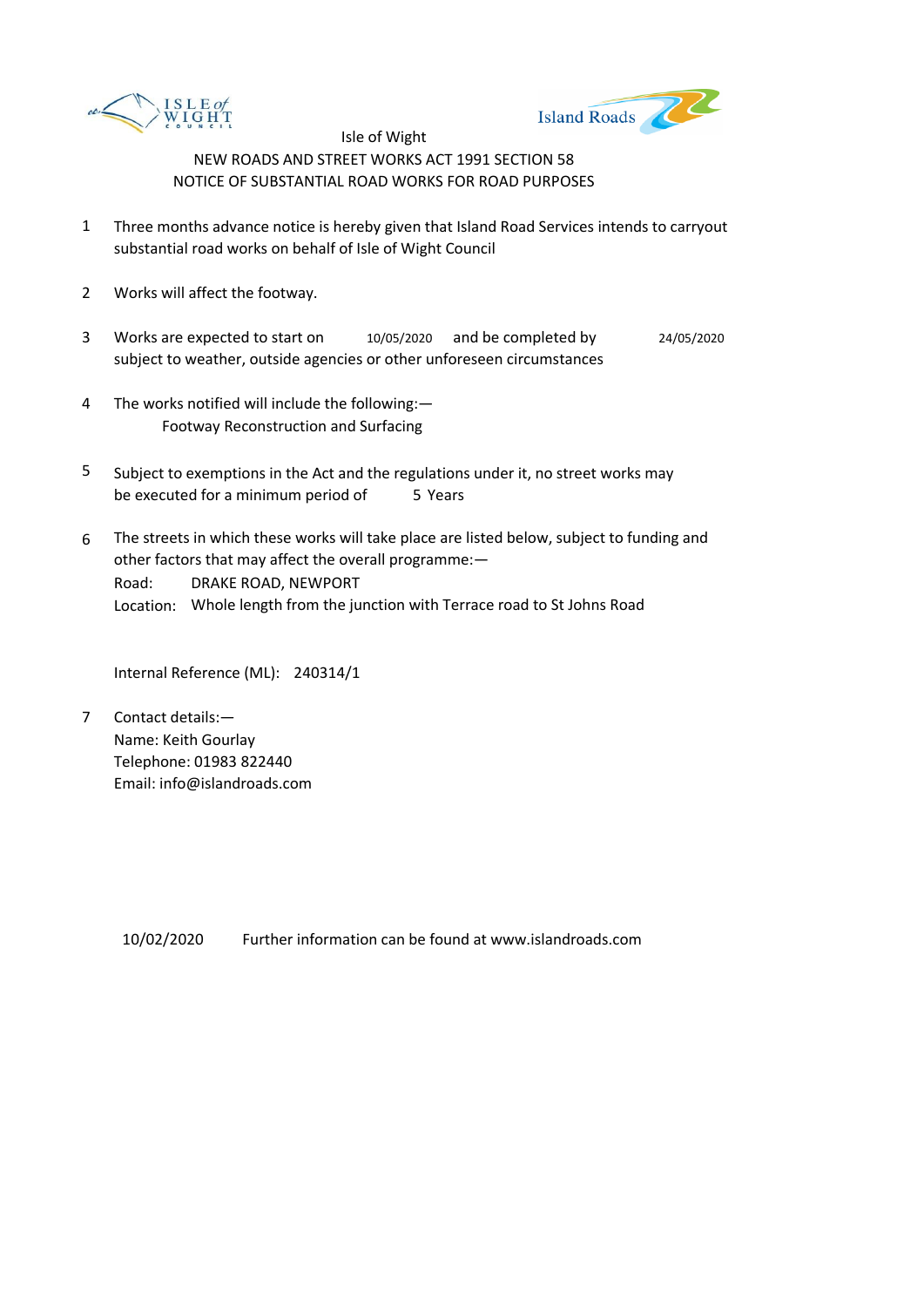Isle of Wight

NEW ROADS AND STREET WORKS ACT 1991 SECTION 58

NOTICE OF SUBSTANTIAL ROAD WORKS FOR ROAD PURPOSES

1. Three months advance notice is hereby given that Island Road Services intends to carryout substantial road works on behalf of Isle of Wight Council

2. Works will affect the footway.

3. Works are expected to start on 10/05/2020 and be completed by 24/05/2020 subject to weather, outside agencies or other unforeseen circumstances

4. The works notified will include the following:—
   Footway Reconstruction and Surfacing

5. Subject to exemptions in the Act and the regulations under it, no street works may be executed for a minimum period of 5 Years

6. The streets in which these works will take place are listed below, subject to funding and other factors that may affect the overall programme:—
   Road: DRAKE ROAD, NEWPORT
   Location: Whole length from the junction with Terrace road to St Johns Road

   Internal Reference (ML): 240314/1

7. Contact details:—
   Name: Keith Gourlay
   Telephone: 01983 822440
   Email: info@islandroads.com

10/02/2020 Further information can be found at www.islandroads.com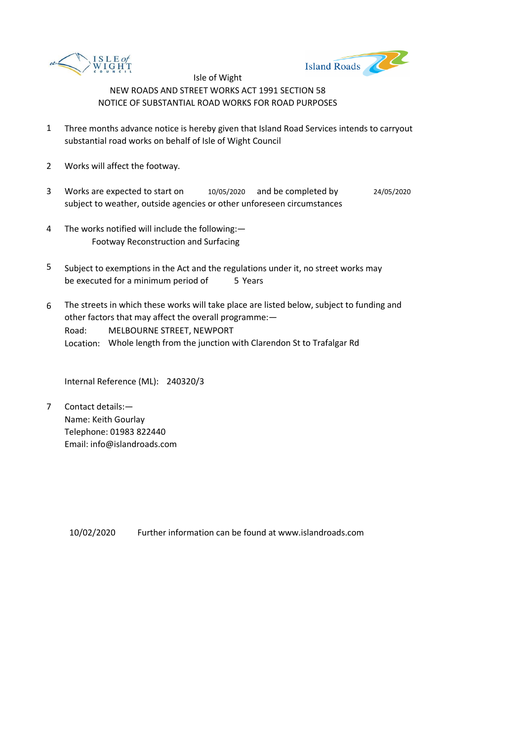Isle of Wight

NEW ROADS AND STREET WORKS ACT 1991 SECTION 58

NOTICE OF SUBSTANTIAL ROAD WORKS FOR ROAD PURPOSES

1. Three months advance notice is hereby given that Island Road Services intends to carryout substantial road works on behalf of Isle of Wight Council

2. Works will affect the footway.

3. Works are expected to start on 10/05/2020 and be completed by 24/05/2020 subject to weather, outside agencies or other unforeseen circumstances

4. The works notified will include the following:—
   Footway Reconstruction and Surfacing

5. Subject to exemptions in the Act and the regulations under it, no street works may be executed for a minimum period of 5 Years

6. The streets in which these works will take place are listed below, subject to funding and other factors that may affect the overall programme:—
   Road: MELBOURNE STREET, NEWPORT
   Location: Whole length from the junction with Clarendon St to Trafalgar Rd

   Internal Reference (ML): 240320/3

7. Contact details:—
   Name: Keith Gourlay
   Telephone: 01983 822440
   Email: info@islandroads.com

10/02/2020 Further information can be found at www.islandroads.com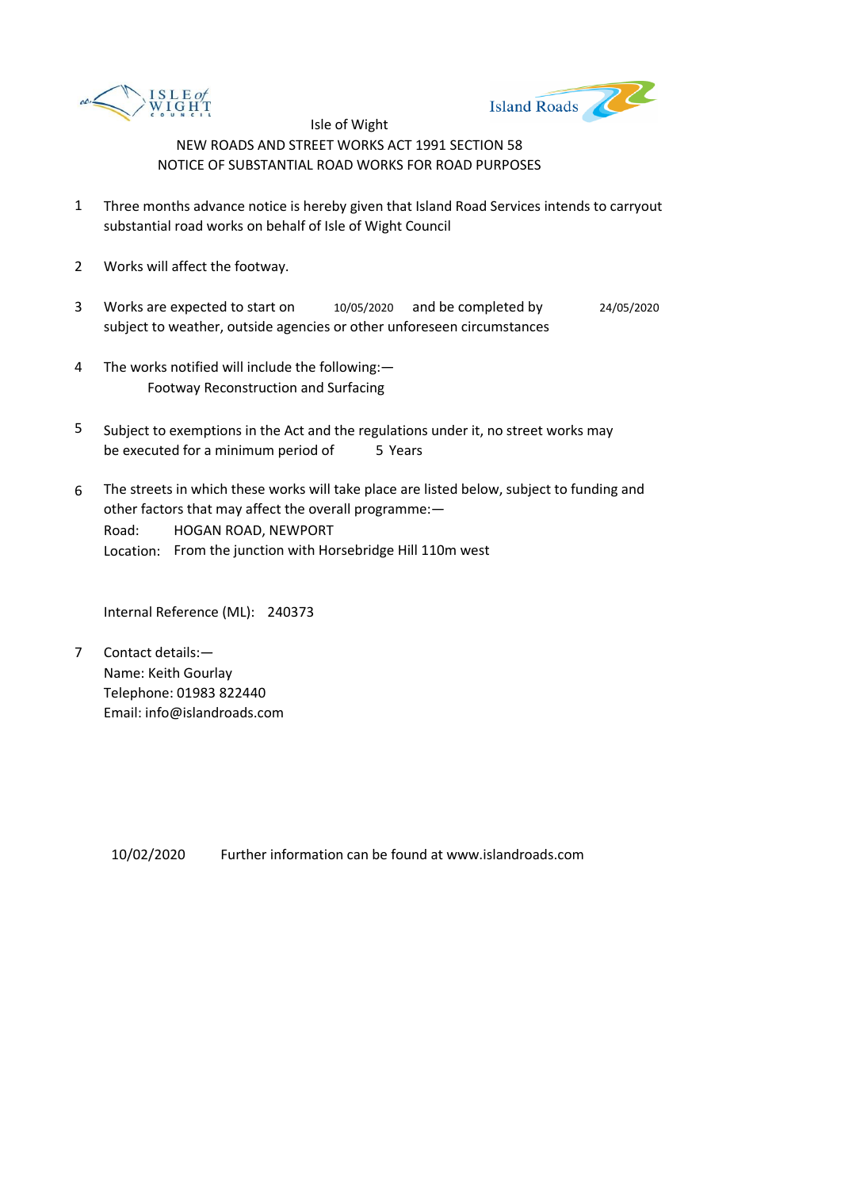Isle of Wight

NEW ROADS AND STREET WORKS ACT 1991 SECTION 58

NOTICE OF SUBSTANTIAL ROAD WORKS FOR ROAD PURPOSES

1. Three months advance notice is hereby given that Island Road Services intends to carryout substantial road works on behalf of Isle of Wight Council

2. Works will affect the footway.

3. Works are expected to start on 10/05/2020 and be completed by 24/05/2020 subject to weather, outside agencies or other unforeseen circumstances

4. The works notified will include the following:—
   Footway Reconstruction and Surfacing

5. Subject to exemptions in the Act and the regulations under it, no street works may be executed for a minimum period of 5 Years

6. The streets in which these works will take place are listed below, subject to funding and other factors that may affect the overall programme:—
   Road: HOGAN ROAD, NEWPORT
   Location: From the junction with Horsebridge Hill 110m west

   Internal Reference (ML): 240373

7. Contact details:—
   Name: Keith Gourlay
   Telephone: 01983 822440
   Email: info@islandroads.com

10/02/2020 Further information can be found at www.islandroads.com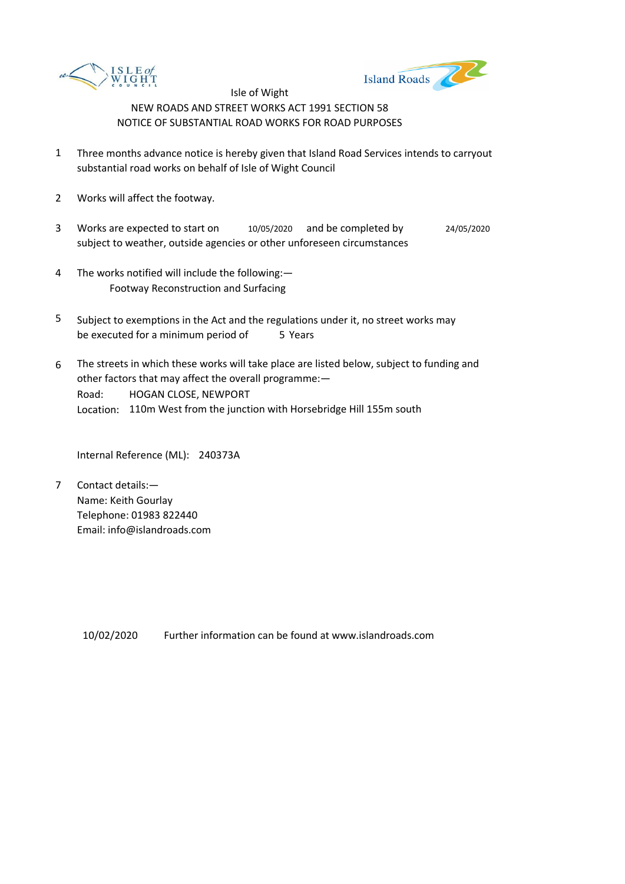Isle of Wight

NEW ROADS AND STREET WORKS ACT 1991 SECTION 58

NOTICE OF SUBSTANTIAL ROAD WORKS FOR ROAD PURPOSES

1. Three months advance notice is hereby given that Island Road Services intends to carryout substantial road works on behalf of Isle of Wight Council

2. Works will affect the footway.

3. Works are expected to start on 10/05/2020 and be completed by 24/05/2020 subject to weather, outside agencies or other unforeseen circumstances

4. The works notified will include the following:—
   Footway Reconstruction and Surfacing

5. Subject to exemptions in the Act and the regulations under it, no street works may be executed for a minimum period of 5 Years

6. The streets in which these works will take place are listed below, subject to funding and other factors that may affect the overall programme:—
   Road: HOGAN CLOSE, NEWPORT
   Location: 110m West from the junction with Horsebridge Hill 155m south

   Internal Reference (ML): 240373A

7. Contact details:—
   Name: Keith Gourlay
   Telephone: 01983 822440
   Email: info@islandroads.com

10/02/2020 Further information can be found at www.islandroads.com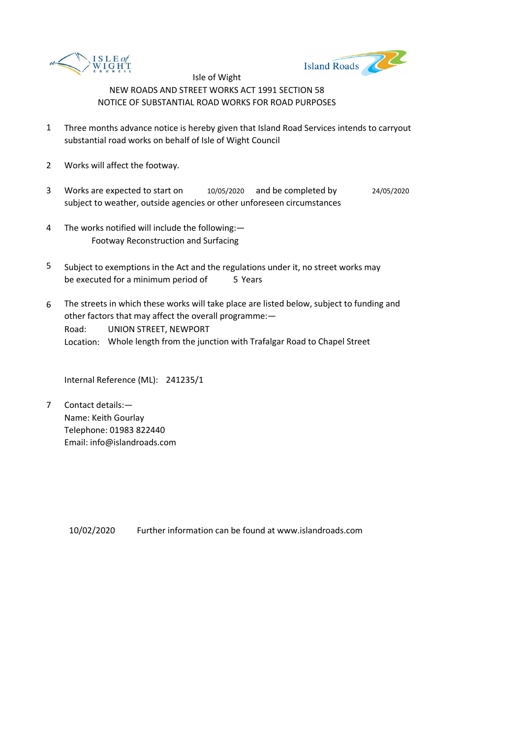Isle of Wight

NEW ROADS AND STREET WORKS ACT 1991 SECTION 58

NOTICE OF SUBSTANTIAL ROAD WORKS FOR ROAD PURPOSES

1. Three months advance notice is hereby given that Island Road Services intends to carryout substantial road works on behalf of Isle of Wight Council

2. Works will affect the footway.

3. Works are expected to start on 10/05/2020 and be completed by 24/05/2020 subject to weather, outside agencies or other unforeseen circumstances

4. The works notified will include the following:—
   Footway Reconstruction and Surfacing

5. Subject to exemptions in the Act and the regulations under it, no street works may be executed for a minimum period of 5 Years

6. The streets in which these works will take place are listed below, subject to funding and other factors that may affect the overall programme:—
   Road: UNION STREET, NEWPORT
   Location: Whole length from the junction with Trafalgar Road to Chapel Street

   Internal Reference (ML): 241235/1

7. Contact details:—
   Name: Keith Gourlay
   Telephone: 01983 822440
   Email: info@islandroads.com

10/02/2020 Further information can be found at www.islandroads.com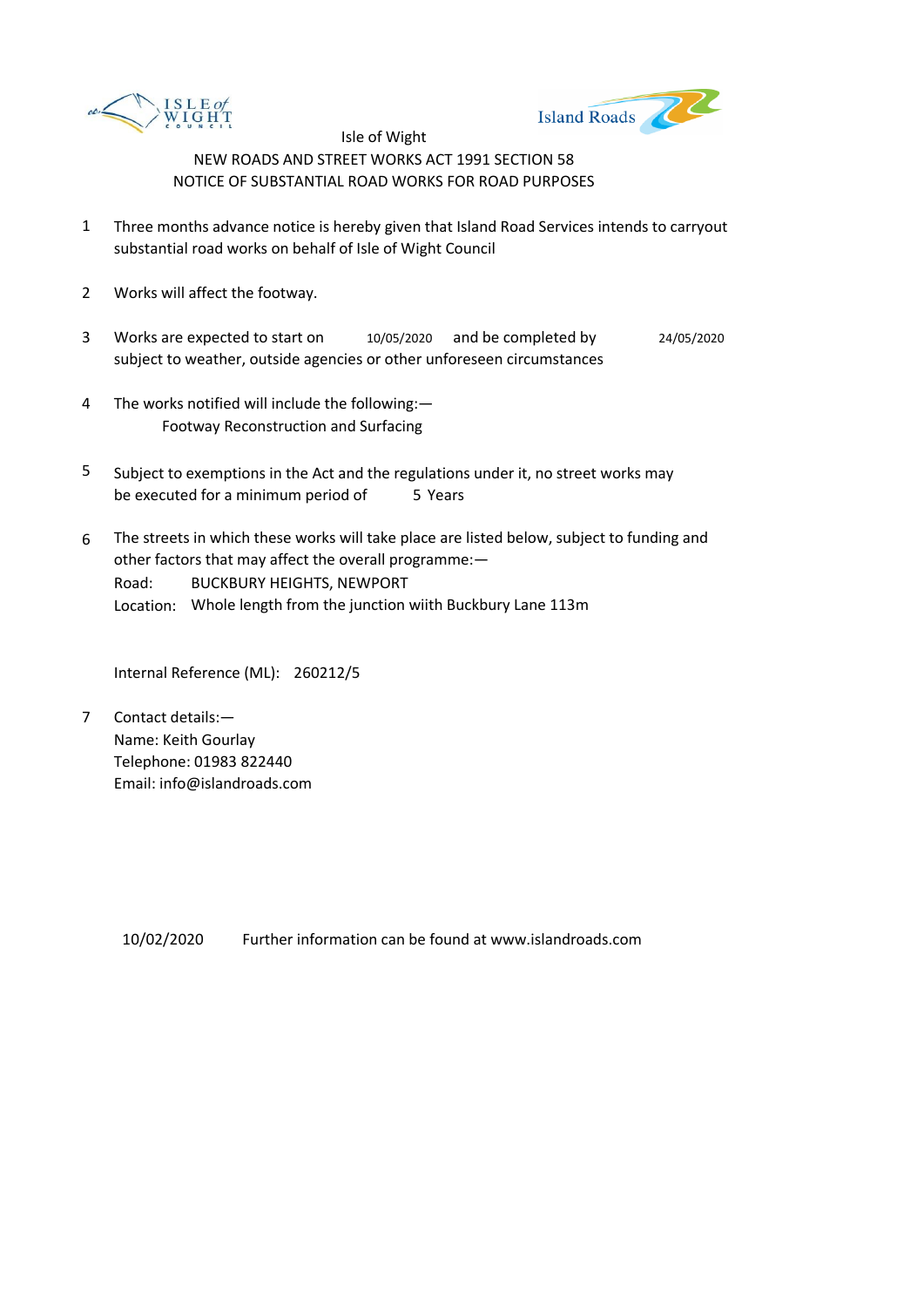Isle of Wight

NEW ROADS AND STREET WORKS ACT 1991 SECTION 58

NOTICE OF SUBSTANTIAL ROAD WORKS FOR ROAD PURPOSES

1. Three months advance notice is hereby given that Island Road Services intends to carryout substantial road works on behalf of Isle of Wight Council

2. Works will affect the footway.

3. Works are expected to start on 10/05/2020 and be completed by 24/05/2020 subject to weather, outside agencies or other unforeseen circumstances

4. The works notified will include the following:—
   Footway Reconstruction and Surfacing

5. Subject to exemptions in the Act and the regulations under it, no street works may be executed for a minimum period of 5 Years

6. The streets in which these works will take place are listed below, subject to funding and other factors that may affect the overall programme:—
   Road: BUCKBURY HEIGHTS, NEWPORT
   Location: Whole length from the junction wiith Buckbury Lane 113m

   Internal Reference (ML): 260212/5

7. Contact details:—
   Name: Keith Gourlay
   Telephone: 01983 822440
   Email: info@islandroads.com

10/02/2020 Further information can be found at www.islandroads.com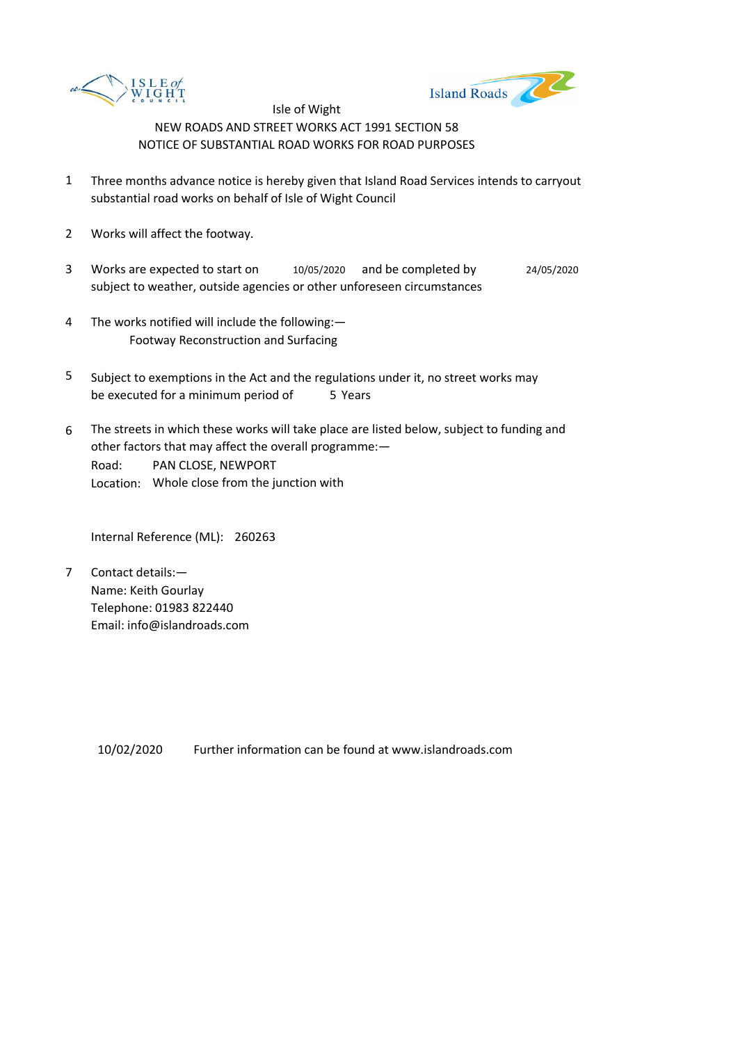ISLE of WIGHT COUNCIL

Island Roads

Isle of Wight

NEW ROADS AND STREET WORKS ACT 1991 SECTION 58

NOTICE OF SUBSTANTIAL ROAD WORKS FOR ROAD PURPOSES

1. Three months advance notice is hereby given that Island Road Services intends to carryout substantial road works on behalf of Isle of Wight Council

2. Works will affect the footway.

3. Works are expected to start on 10/05/2020 and be completed by 24/05/2020 subject to weather, outside agencies or other unforeseen circumstances

4. The works notified will include the following:—
   Footway Reconstruction and Surfacing

5. Subject to exemptions in the Act and the regulations under it, no street works may be executed for a minimum period of 5 Years

6. The streets in which these works will take place are listed below, subject to funding and other factors that may affect the overall programme:—
   Road: PAN CLOSE, NEWPORT
   Location: Whole close from the junction with

   Internal Reference (ML): 260263

7. Contact details:—
   Name: Keith Gourlay
   Telephone: 01983 822440
   Email: info@islandroads.com

10/02/2020 Further information can be found at www.islandroads.com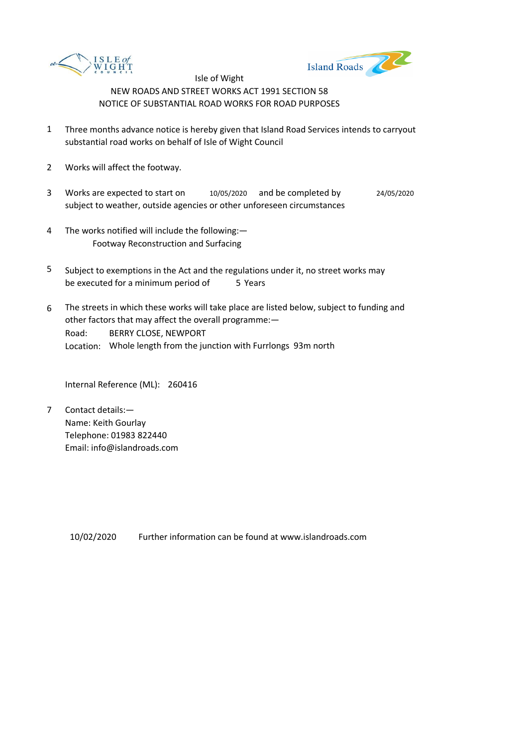Isle of Wight

NEW ROADS AND STREET WORKS ACT 1991 SECTION 58

NOTICE OF SUBSTANTIAL ROAD WORKS FOR ROAD PURPOSES

1. Three months advance notice is hereby given that Island Road Services intends to carryout substantial road works on behalf of Isle of Wight Council

2. Works will affect the footway.

3. Works are expected to start on 10/05/2020 and be completed by 24/05/2020 subject to weather, outside agencies or other unforeseen circumstances

4. The works notified will include the following:—
   Footway Reconstruction and Surfacing

5. Subject to exemptions in the Act and the regulations under it, no street works may be executed for a minimum period of 5 Years

6. The streets in which these works will take place are listed below, subject to funding and other factors that may affect the overall programme:—
   Road: BERRY CLOSE, NEWPORT
   Location: Whole length from the junction with Furrlongs 93m north

   Internal Reference (ML): 260416

7. Contact details:—
   Name: Keith Gourlay
   Telephone: 01983 822440
   Email: info@islandroads.com

10/02/2020 Further information can be found at www.islandroads.com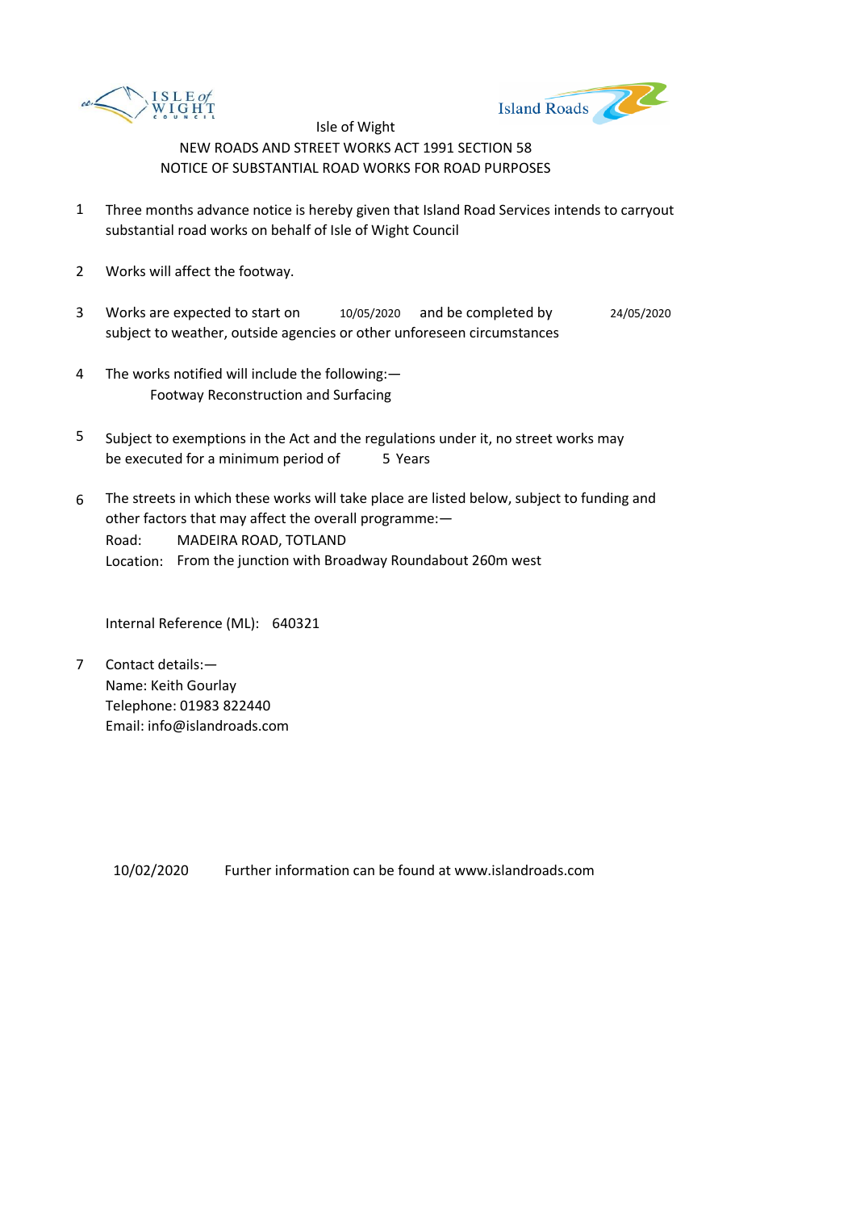Isle of Wight

NEW ROADS AND STREET WORKS ACT 1991 SECTION 58

NOTICE OF SUBSTANTIAL ROAD WORKS FOR ROAD PURPOSES

1 Three months advance notice is hereby given that Island Road Services intends to carryout substantial road works on behalf of Isle of Wight Council

2 Works will affect the footway.

3 Works are expected to start on 10/05/2020 and be completed by 24/05/2020 subject to weather, outside agencies or other unforeseen circumstances

4 The works notified will include the following:—
Footway Reconstruction and Surfacing

5 Subject to exemptions in the Act and the regulations under it, no street works may be executed for a minimum period of 5 Years

6 The streets in which these works will take place are listed below, subject to funding and other factors that may affect the overall programme:—
Road: MADEIRA ROAD, TOTLAND
Location: From the junction with Broadway Roundabout 260m west

Internal Reference (ML): 640321

7 Contact details:—
Name: Keith Gourlay
Telephone: 01983 822440
Email: info@islandroads.com

10/02/2020 Further information can be found at www.islandroads.com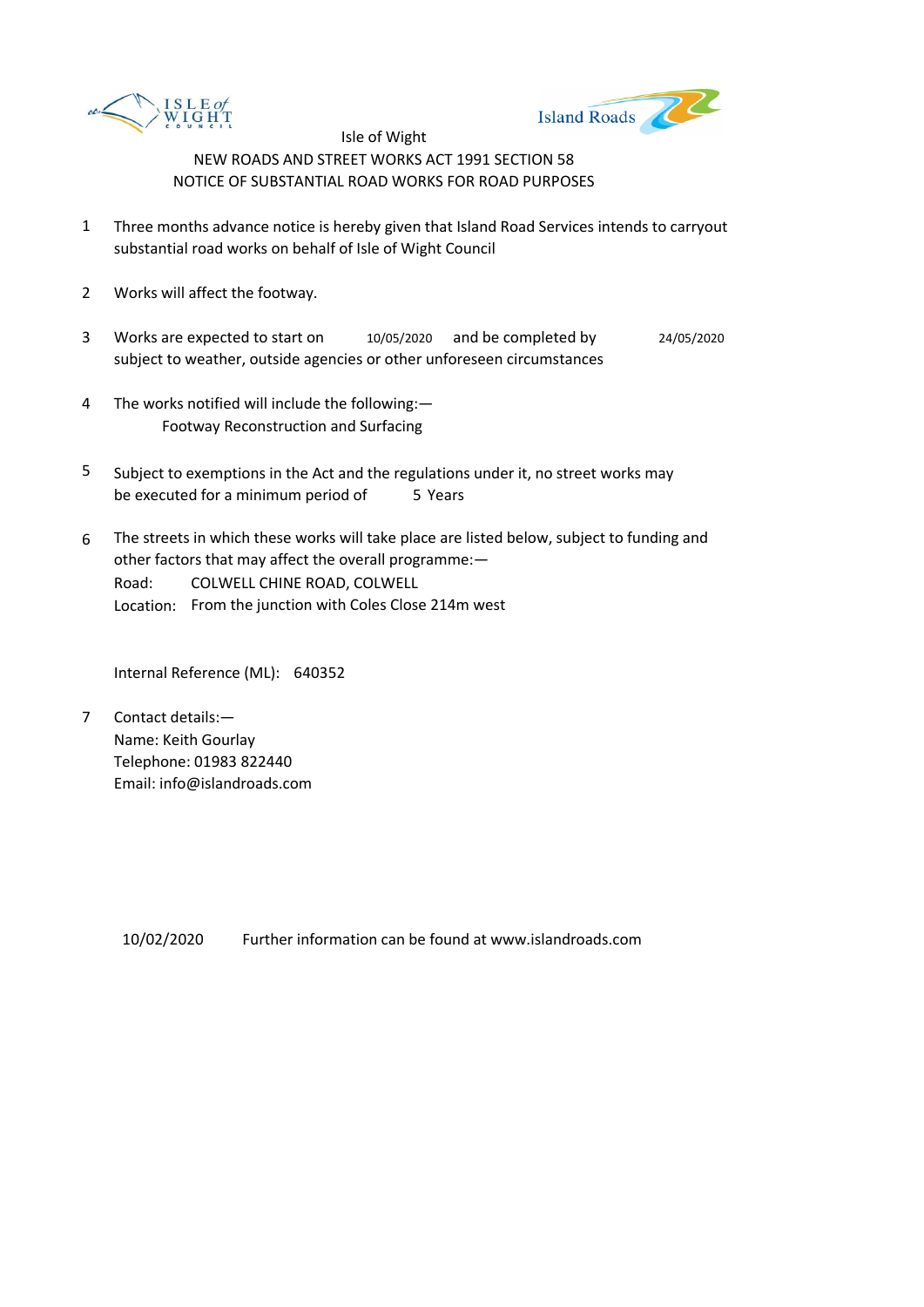Isle of Wight

NEW ROADS AND STREET WORKS ACT 1991 SECTION 58

NOTICE OF SUBSTANTIAL ROAD WORKS FOR ROAD PURPOSES

1. Three months advance notice is hereby given that Island Road Services intends to carryout substantial road works on behalf of Isle of Wight Council

2. Works will affect the footway.

3. Works are expected to start on 10/05/2020 and be completed by 24/05/2020 subject to weather, outside agencies or other unforeseen circumstances

4. The works notified will include the following:—
   Footway Reconstruction and Surfacing

5. Subject to exemptions in the Act and the regulations under it, no street works may be executed for a minimum period of 5 Years

6. The streets in which these works will take place are listed below, subject to funding and other factors that may affect the overall programme:—
   Road: COLWELL CHINE ROAD, COLWELL
   Location: From the junction with Coles Close 214m west

   Internal Reference (ML): 640352

7. Contact details:—
   Name: Keith Gourlay
   Telephone: 01983 822440
   Email: info@islandroads.com

10/02/2020 Further information can be found at www.islandroads.com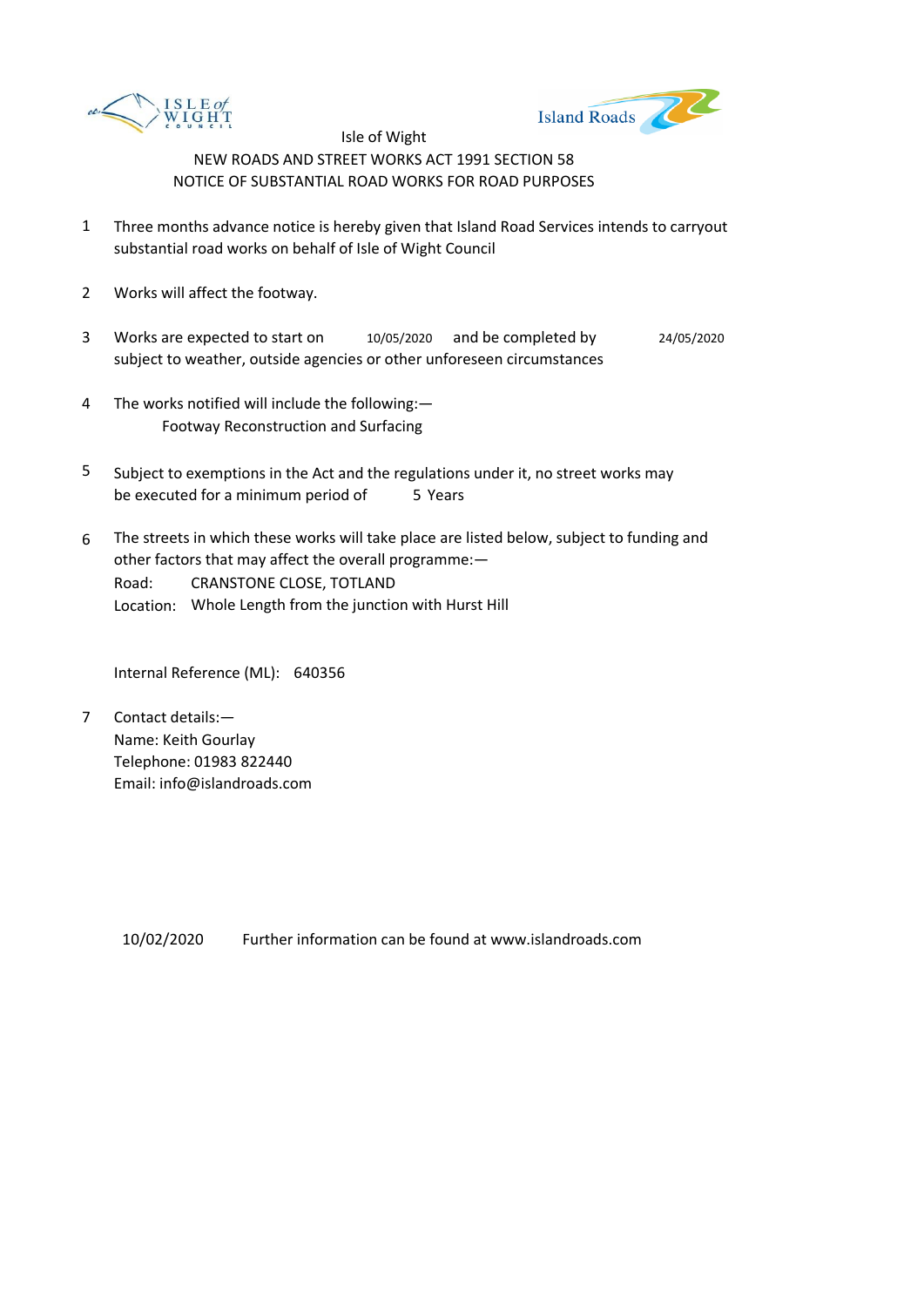Isle of Wight

NEW ROADS AND STREET WORKS ACT 1991 SECTION 58

NOTICE OF SUBSTANTIAL ROAD WORKS FOR ROAD PURPOSES

1. Three months advance notice is hereby given that Island Road Services intends to carryout substantial road works on behalf of Isle of Wight Council

2. Works will affect the footway.

3. Works are expected to start on 10/05/2020 and be completed by 24/05/2020 subject to weather, outside agencies or other unforeseen circumstances

4. The works notified will include the following:—
   Footway Reconstruction and Surfacing

5. Subject to exemptions in the Act and the regulations under it, no street works may be executed for a minimum period of 5 Years

6. The streets in which these works will take place are listed below, subject to funding and other factors that may affect the overall programme:—
   Road: CRANSTONE CLOSE, TOTLAND
   Location: Whole Length from the junction with Hurst Hill

   Internal Reference (ML): 640356

7. Contact details:—
   Name: Keith Gourlay
   Telephone: 01983 822440
   Email: info@islandroads.com

10/02/2020 Further information can be found at www.islandroads.com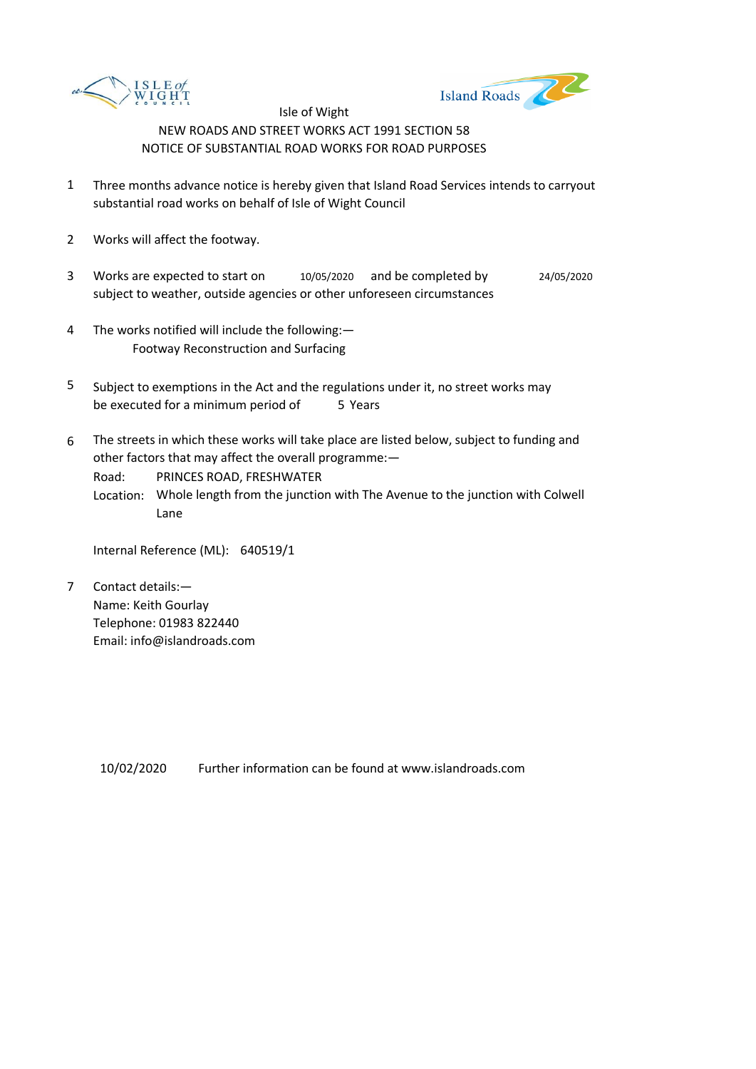Isle of Wight

NEW ROADS AND STREET WORKS ACT 1991 SECTION 58

NOTICE OF SUBSTANTIAL ROAD WORKS FOR ROAD PURPOSES

1. Three months advance notice is hereby given that Island Road Services intends to carryout substantial road works on behalf of Isle of Wight Council

2. Works will affect the footway.

3. Works are expected to start on 10/05/2020 and be completed by 24/05/2020 subject to weather, outside agencies or other unforeseen circumstances

4. The works notified will include the following:—
   Footway Reconstruction and Surfacing

5. Subject to exemptions in the Act and the regulations under it, no street works may be executed for a minimum period of 5 Years

6. The streets in which these works will take place are listed below, subject to funding and other factors that may affect the overall programme:—
   Road: PRINCES ROAD, FRESHWATER
   Location: Whole length from the junction with The Avenue to the junction with Colwell Lane

   Internal Reference (ML): 640519/1

7. Contact details:—
   Name: Keith Gourlay
   Telephone: 01983 822440
   Email: info@islandroads.com

10/02/2020 Further information can be found at www.islandroads.com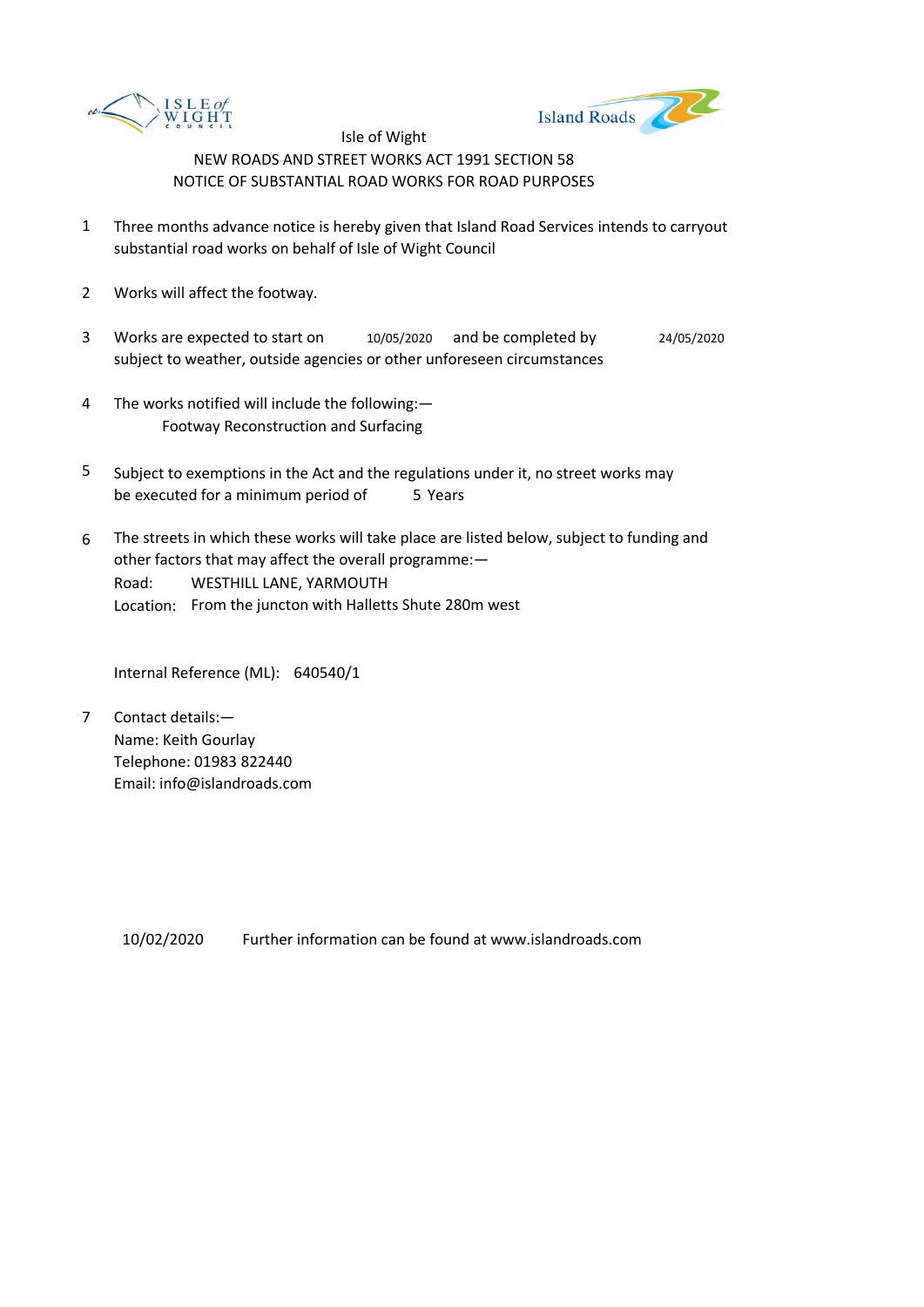Isle of Wight

NEW ROADS AND STREET WORKS ACT 1991 SECTION 58

NOTICE OF SUBSTANTIAL ROAD WORKS FOR ROAD PURPOSES

1. Three months advance notice is hereby given that Island Road Services intends to carryout substantial road works on behalf of Isle of Wight Council

2. Works will affect the footway.

3. Works are expected to start on 10/05/2020 and be completed by 24/05/2020 subject to weather, outside agencies or other unforeseen circumstances

4. The works notified will include the following:—
   Footway Reconstruction and Surfacing

5. Subject to exemptions in the Act and the regulations under it, no street works may be executed for a minimum period of 5 Years

6. The streets in which these works will take place are listed below, subject to funding and other factors that may affect the overall programme:—
   Road: WESTHILL LANE, YARMOUTH
   Location: From the juncton with Halletts Shute 280m west

   Internal Reference (ML): 640540/1

7. Contact details:—
   Name: Keith Gourlay
   Telephone: 01983 822440
   Email: info@islandroads.com

10/02/2020 Further information can be found at www.islandroads.com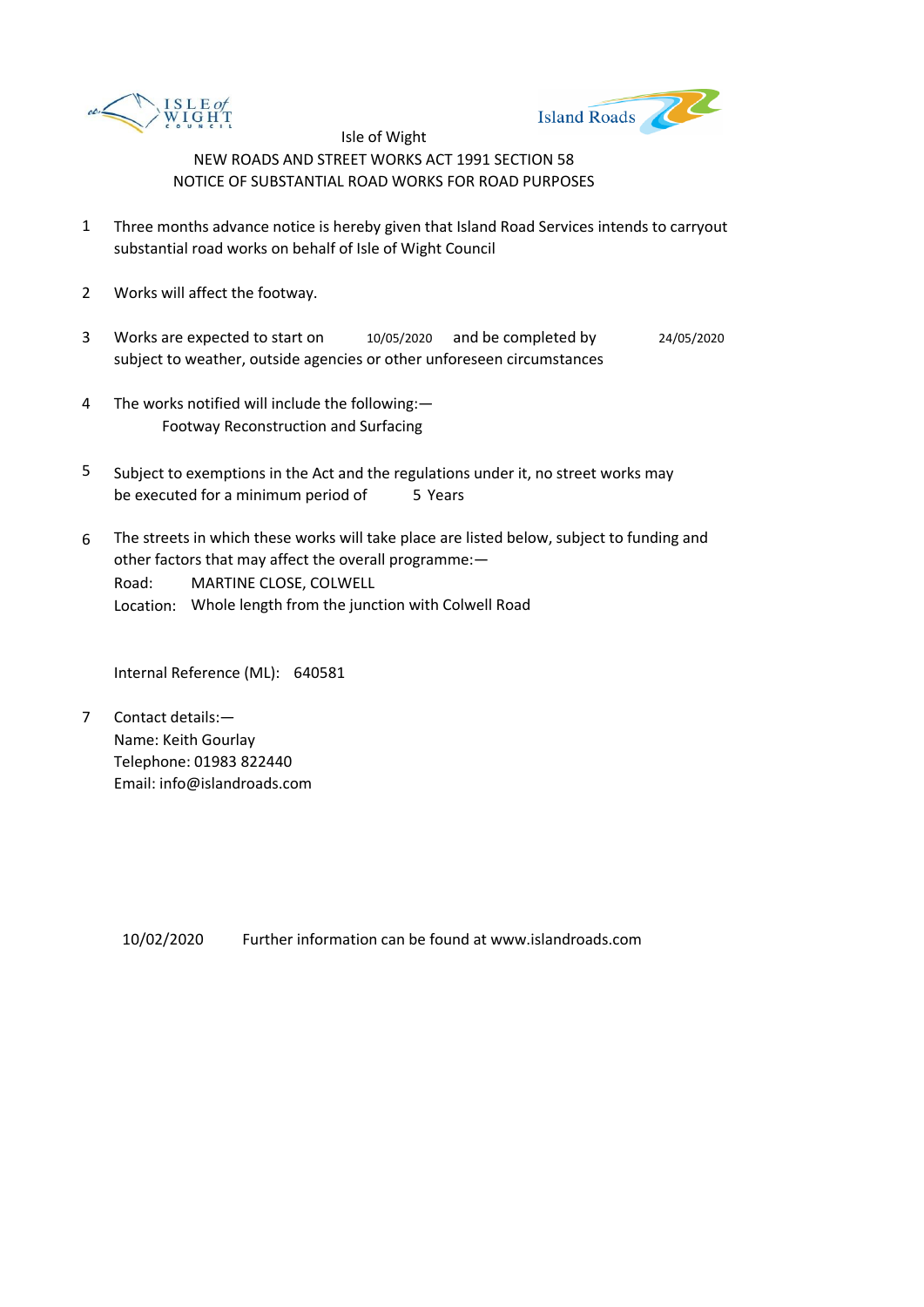Isle of Wight

NEW ROADS AND STREET WORKS ACT 1991 SECTION 58

NOTICE OF SUBSTANTIAL ROAD WORKS FOR ROAD PURPOSES

1. Three months advance notice is hereby given that Island Road Services intends to carryout substantial road works on behalf of Isle of Wight Council

2. Works will affect the footway.

3. Works are expected to start on 10/05/2020 and be completed by 24/05/2020 subject to weather, outside agencies or other unforeseen circumstances

4. The works notified will include the following:—
   Footway Reconstruction and Surfacing

5. Subject to exemptions in the Act and the regulations under it, no street works may be executed for a minimum period of 5 Years

6. The streets in which these works will take place are listed below, subject to funding and other factors that may affect the overall programme:—
   Road: MARTINE CLOSE, COLWELL
   Location: Whole length from the junction with Colwell Road

   Internal Reference (ML): 640581

7. Contact details:—
   Name: Keith Gourlay
   Telephone: 01983 822440
   Email: info@islandroads.com

10/02/2020 Further information can be found at www.islandroads.com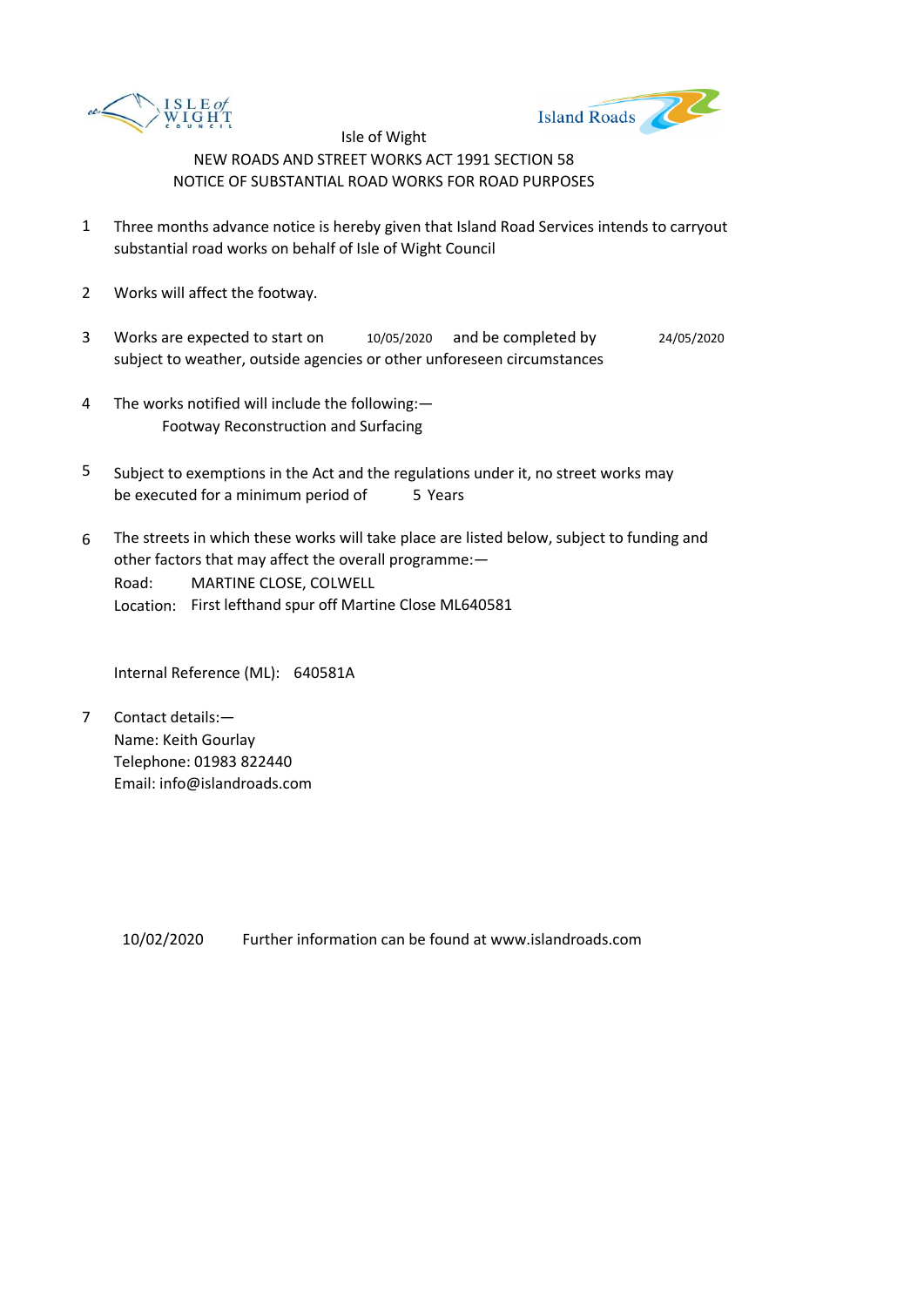Isle of Wight

NEW ROADS AND STREET WORKS ACT 1991 SECTION 58

NOTICE OF SUBSTANTIAL ROAD WORKS FOR ROAD PURPOSES

1. Three months advance notice is hereby given that Island Road Services intends to carryout substantial road works on behalf of Isle of Wight Council

2. Works will affect the footway.

3. Works are expected to start on 10/05/2020 and be completed by 24/05/2020 subject to weather, outside agencies or other unforeseen circumstances

4. The works notified will include the following:—
   Footway Reconstruction and Surfacing

5. Subject to exemptions in the Act and the regulations under it, no street works may be executed for a minimum period of 5 Years

6. The streets in which these works will take place are listed below, subject to funding and other factors that may affect the overall programme:—
   Road: MARTINE CLOSE, COLWELL
   Location: First lefthand spur off Martine Close ML640581

   Internal Reference (ML): 640581A

7. Contact details:—
   Name: Keith Gourlay
   Telephone: 01983 822440
   Email: info@islandroads.com

10/02/2020 Further information can be found at www.islandroads.com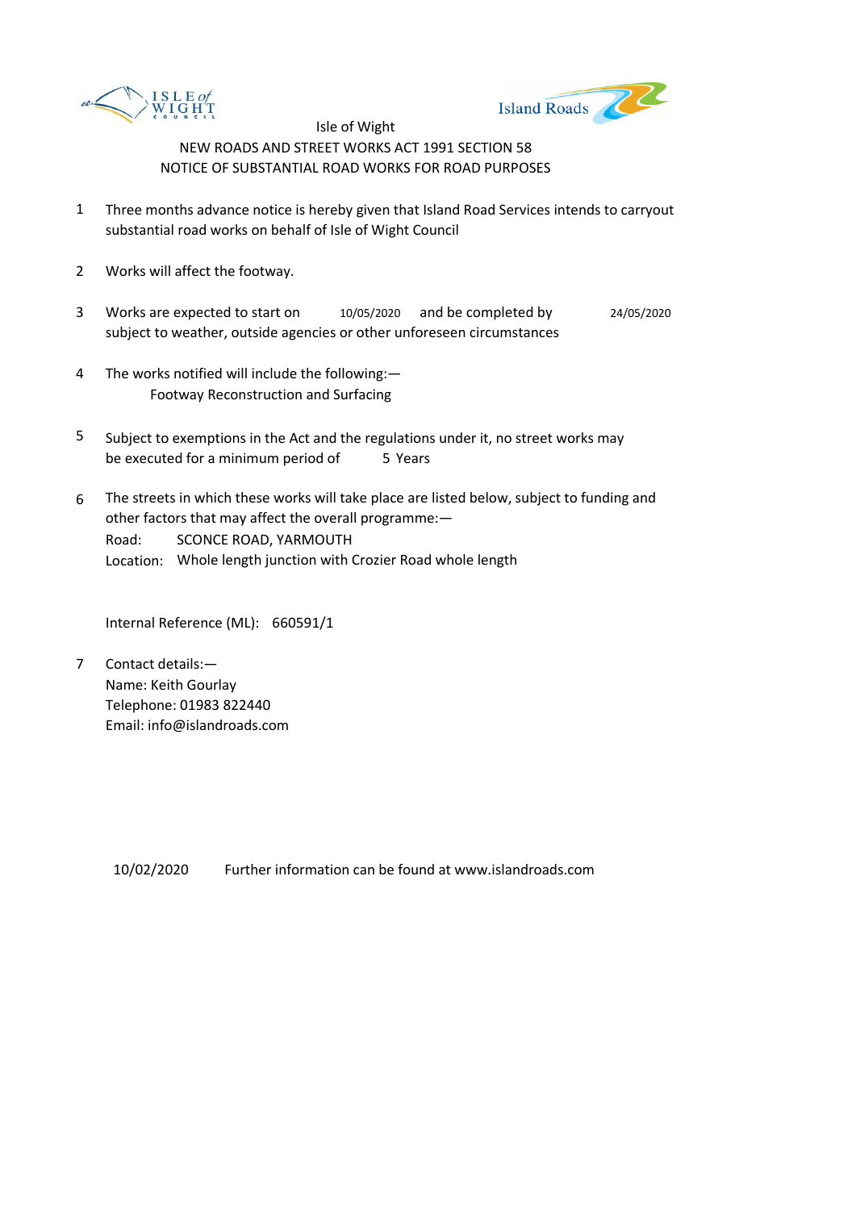Isle of Wight

NEW ROADS AND STREET WORKS ACT 1991 SECTION 58

NOTICE OF SUBSTANTIAL ROAD WORKS FOR ROAD PURPOSES

1. Three months advance notice is hereby given that Island Road Services intends to carryout substantial road works on behalf of Isle of Wight Council

2. Works will affect the footway.

3. Works are expected to start on 10/05/2020 and be completed by 24/05/2020 subject to weather, outside agencies or other unforeseen circumstances

4. The works notified will include the following:—
   Footway Reconstruction and Surfacing

5. Subject to exemptions in the Act and the regulations under it, no street works may be executed for a minimum period of 5 Years

6. The streets in which these works will take place are listed below, subject to funding and other factors that may affect the overall programme:—
   Road: SCONCE ROAD, YARMOUTH
   Location: Whole length junction with Crozier Road whole length

   Internal Reference (ML): 660591/1

7. Contact details:—
   Name: Keith Gourlay
   Telephone: 01983 822440
   Email: info@islandroads.com

10/02/2020 Further information can be found at www.islandroads.com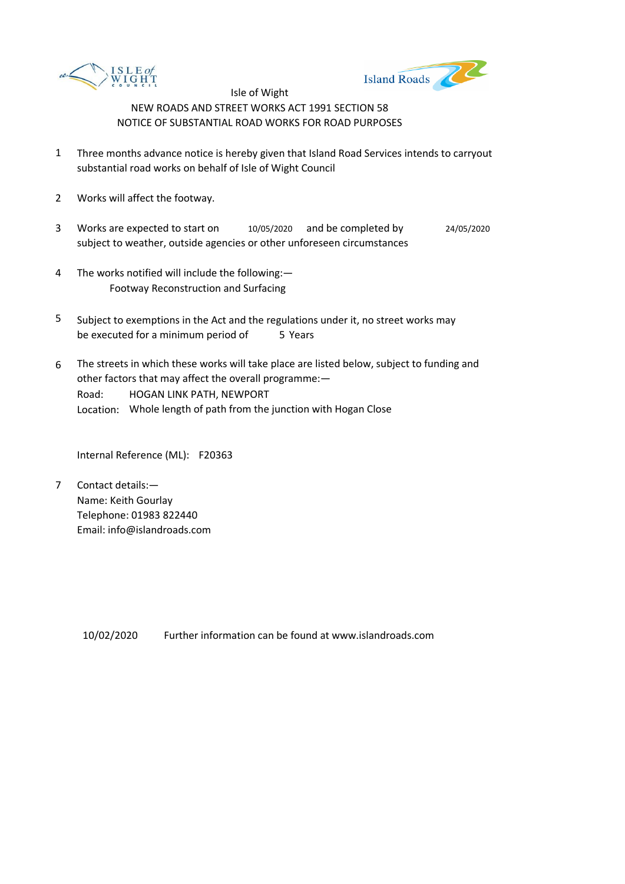Isle of Wight

NEW ROADS AND STREET WORKS ACT 1991 SECTION 58

NOTICE OF SUBSTANTIAL ROAD WORKS FOR ROAD PURPOSES

1. Three months advance notice is hereby given that Island Road Services intends to carryout substantial road works on behalf of Isle of Wight Council

2. Works will affect the footway.

3. Works are expected to start on 10/05/2020 and be completed by 24/05/2020 subject to weather, outside agencies or other unforeseen circumstances

4. The works notified will include the following:—
   Footway Reconstruction and Surfacing

5. Subject to exemptions in the Act and the regulations under it, no street works may be executed for a minimum period of 5 Years

6. The streets in which these works will take place are listed below, subject to funding and other factors that may affect the overall programme:—
   Road: HOGAN LINK PATH, NEWPORT
   Location: Whole length of path from the junction with Hogan Close

   Internal Reference (ML): F20363

7. Contact details:—
   Name: Keith Gourlay
   Telephone: 01983 822440
   Email: info@islandroads.com

10/02/2020 Further information can be found at www.islandroads.com